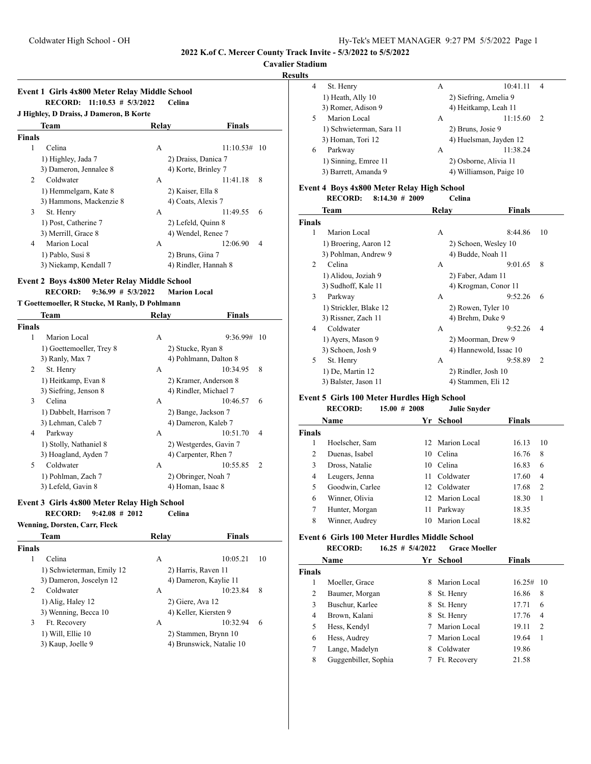# 2022 K.of C. Mercer County Track Invite - 5/3/2022 to 5/5/2022

**Cavalier Stadium**

**Results**

## Event 1 Girls 4x800 Meter Relay Middle School

**RECORD: 11:10.53 # 5/3/2022 Celina**

**J Highley, D Draiss, J Dameron, B Korte**

| | Team | Relay | Finals | Points |
|---|---|---|---|---|
| **Finals** | | | | |
| 1 | Celina | A | 11:10.53# | 10 |
| | 1) Highley, Jada 7 | 2) Draiss, Danica 7 | | |
| | 3) Dameron, Jennalee 8 | 4) Korte, Brinley 7 | | |
| 2 | Coldwater | A | 11:41.18 | 8 |
| | 1) Hemmelgarn, Kate 8 | 2) Kaiser, Ella 8 | | |
| | 3) Hammons, Mackenzie 8 | 4) Coats, Alexis 7 | | |
| 3 | St. Henry | A | 11:49.55 | 6 |
| | 1) Post, Catherine 7 | 2) Lefeld, Quinn 8 | | |
| | 3) Merrill, Grace 8 | 4) Wendel, Renee 7 | | |
| 4 | Marion Local | A | 12:06.90 | 4 |
| | 1) Pablo, Susi 8 | 2) Bruns, Gina 7 | | |
| | 3) Niekamp, Kendall 7 | 4) Rindler, Hannah 8 | | |

## Event 2 Boys 4x800 Meter Relay Middle School

**RECORD: 9:36.99 # 5/3/2022 Marion Local**

**T Goettemoeller, R Stucke, M Ranly, D Pohlmann**

| | Team | Relay | Finals | Points |
|---|---|---|---|---|
| **Finals** | | | | |
| 1 | Marion Local | A | 9:36.99# | 10 |
| | 1) Goettemoeller, Trey 8 | 2) Stucke, Ryan 8 | | |
| | 3) Ranly, Max 7 | 4) Pohlmann, Dalton 8 | | |
| 2 | St. Henry | A | 10:34.95 | 8 |
| | 1) Heitkamp, Evan 8 | 2) Kramer, Anderson 8 | | |
| | 3) Siefring, Jenson 8 | 4) Rindler, Michael 7 | | |
| 3 | Celina | A | 10:46.57 | 6 |
| | 1) Dabbelt, Harrison 7 | 2) Bange, Jackson 7 | | |
| | 3) Lehman, Caleb 7 | 4) Dameron, Kaleb 7 | | |
| 4 | Parkway | A | 10:51.70 | 4 |
| | 1) Stolly, Nathaniel 8 | 2) Westgerdes, Gavin 7 | | |
| | 3) Hoagland, Ayden 7 | 4) Carpenter, Rhen 7 | | |
| 5 | Coldwater | A | 10:55.85 | 2 |
| | 1) Pohlman, Zach 7 | 2) Obringer, Noah 7 | | |
| | 3) Lefeld, Gavin 8 | 4) Homan, Isaac 8 | | |

## Event 3 Girls 4x800 Meter Relay High School

**RECORD: 9:42.08 # 2012 Celina**

**Wenning, Dorsten, Carr, Fleck**

| | Team | Relay | Finals | Points |
|---|---|---|---|---|
| **Finals** | | | | |
| 1 | Celina | A | 10:05.21 | 10 |
| | 1) Schwieterman, Emily 12 | 2) Harris, Raven 11 | | |
| | 3) Dameron, Joscelyn 12 | 4) Dameron, Kaylie 11 | | |
| 2 | Coldwater | A | 10:23.84 | 8 |
| | 1) Alig, Haley 12 | 2) Giere, Ava 12 | | |
| | 3) Wenning, Becca 10 | 4) Keller, Kiersten 9 | | |
| 3 | Ft. Recovery | A | 10:32.94 | 6 |
| | 1) Will, Ellie 10 | 2) Stammen, Brynn 10 | | |
| | 3) Kaup, Joelle 9 | 4) Brunswick, Natalie 10 | | |
| 4 | St. Henry | A | 10:41.11 | 4 |
| | 1) Heath, Ally 10 | 2) Siefring, Amelia 9 | | |
| | 3) Romer, Adison 9 | 4) Heitkamp, Leah 11 | | |
| 5 | Marion Local | A | 11:15.60 | 2 |
| | 1) Schwieterman, Sara 11 | 2) Bruns, Josie 9 | | |
| | 3) Homan, Tori 12 | 4) Huelsman, Jayden 12 | | |
| 6 | Parkway | A | 11:38.24 | |
| | 1) Sinning, Emree 11 | 2) Osborne, Alivia 11 | | |
| | 3) Barrett, Amanda 9 | 4) Williamson, Paige 10 | | |

## Event 4 Boys 4x800 Meter Relay High School

**RECORD: 8:14.30 # 2009 Celina**

| | Team | Relay | Finals | Points |
|---|---|---|---|---|
| **Finals** | | | | |
| 1 | Marion Local | A | 8:44.86 | 10 |
| | 1) Broering, Aaron 12 | 2) Schoen, Wesley 10 | | |
| | 3) Pohlman, Andrew 9 | 4) Budde, Noah 11 | | |
| 2 | Celina | A | 9:01.65 | 8 |
| | 1) Alidou, Joziah 9 | 2) Faber, Adam 11 | | |
| | 3) Sudhoff, Kale 11 | 4) Krogman, Conor 11 | | |
| 3 | Parkway | A | 9:52.26 | 6 |
| | 1) Strickler, Blake 12 | 2) Rowen, Tyler 10 | | |
| | 3) Rissner, Zach 11 | 4) Brehm, Duke 9 | | |
| 4 | Coldwater | A | 9:52.26 | 4 |
| | 1) Ayers, Mason 9 | 2) Moorman, Drew 9 | | |
| | 3) Schoen, Josh 9 | 4) Hannewold, Issac 10 | | |
| 5 | St. Henry | A | 9:58.89 | 2 |
| | 1) De, Martin 12 | 2) Rindler, Josh 10 | | |
| | 3) Balster, Jason 11 | 4) Stammen, Eli 12 | | |

## Event 5 Girls 100 Meter Hurdles High School

**RECORD: 15.00 # 2008 Julie Snyder**

| | Name | Yr | School | Finals | Points |
|---|---|---|---|---|---|
| **Finals** | | | | | |
| 1 | Hoelscher, Sam | 12 | Marion Local | 16.13 | 10 |
| 2 | Duenas, Isabel | 10 | Celina | 16.76 | 8 |
| 3 | Dross, Natalie | 10 | Celina | 16.83 | 6 |
| 4 | Leugers, Jenna | 11 | Coldwater | 17.60 | 4 |
| 5 | Goodwin, Carlee | 12 | Coldwater | 17.68 | 2 |
| 6 | Winner, Olivia | 12 | Marion Local | 18.30 | 1 |
| 7 | Hunter, Morgan | 11 | Parkway | 18.35 | |
| 8 | Winner, Audrey | 10 | Marion Local | 18.82 | |

## Event 6 Girls 100 Meter Hurdles Middle School

**RECORD: 16.25 # 5/4/2022 Grace Moeller**

| | Name | Yr | School | Finals | Points |
|---|---|---|---|---|---|
| **Finals** | | | | | |
| 1 | Moeller, Grace | 8 | Marion Local | 16.25# | 10 |
| 2 | Baumer, Morgan | 8 | St. Henry | 16.86 | 8 |
| 3 | Buschur, Karlee | 8 | St. Henry | 17.71 | 6 |
| 4 | Brown, Kalani | 8 | St. Henry | 17.76 | 4 |
| 5 | Hess, Kendyl | 7 | Marion Local | 19.11 | 2 |
| 6 | Hess, Audrey | 7 | Marion Local | 19.64 | 1 |
| 7 | Lange, Madelyn | 8 | Coldwater | 19.86 | |
| 8 | Guggenbiller, Sophia | 7 | Ft. Recovery | 21.58 | |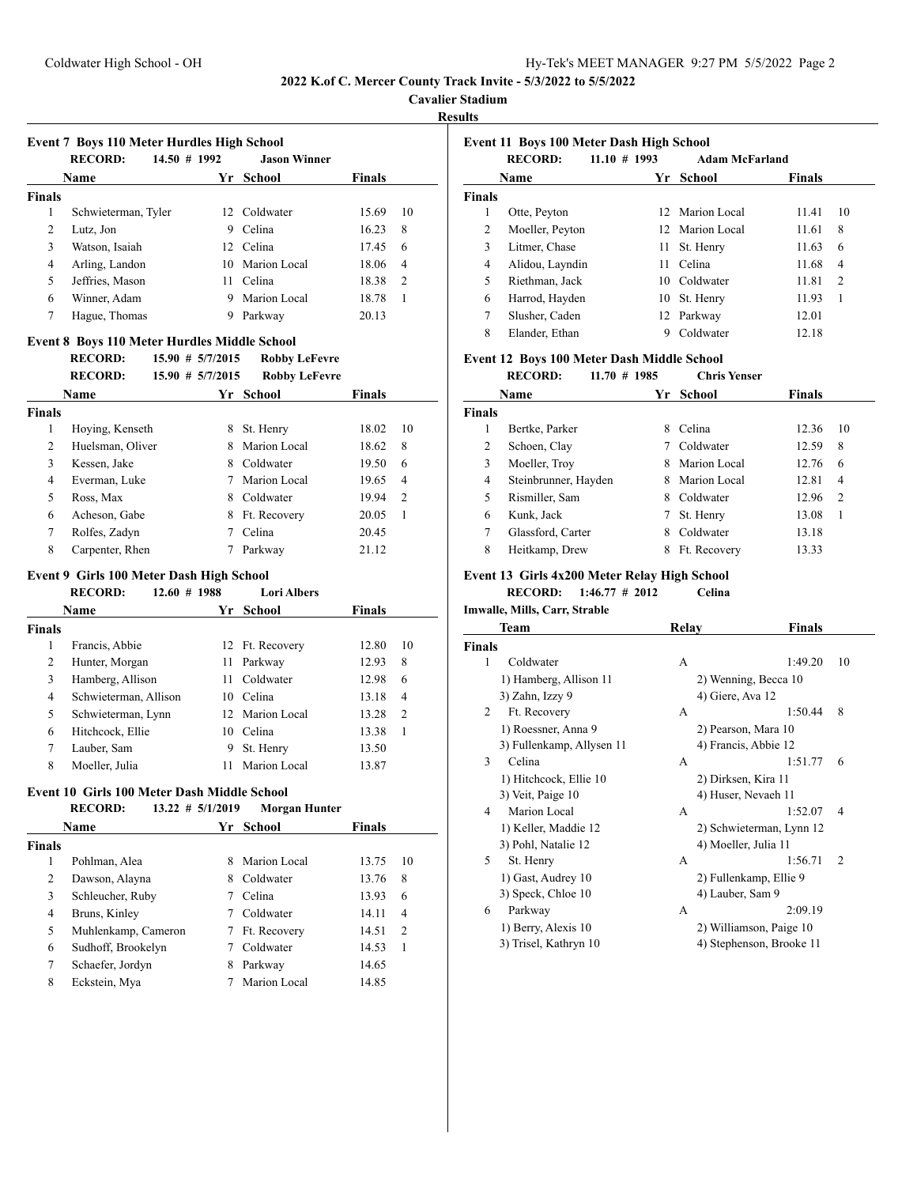2022 K.of C. Mercer County Track Invite - 5/3/2022 to 5/5/2022

Cavalier Stadium

Results

### Event 7 Boys 110 Meter Hurdles High School

**RECORD:** 14.50 # 1992 **Jason Winner**

| | Name | Yr | School | Finals | |
|---|---|---|---|---|---|
| **Finals** | | | | | |
| 1 | Schwieterman, Tyler | 12 | Coldwater | 15.69 | 10 |
| 2 | Lutz, Jon | 9 | Celina | 16.23 | 8 |
| 3 | Watson, Isaiah | 12 | Celina | 17.45 | 6 |
| 4 | Arling, Landon | 10 | Marion Local | 18.06 | 4 |
| 5 | Jeffries, Mason | 11 | Celina | 18.38 | 2 |
| 6 | Winner, Adam | 9 | Marion Local | 18.78 | 1 |
| 7 | Hague, Thomas | 9 | Parkway | 20.13 | |

### Event 8 Boys 110 Meter Hurdles Middle School

**RECORD:** 15.90 # 5/7/2015 **Robby LeFevre**

**RECORD:** 15.90 # 5/7/2015 **Robby LeFevre**

| | Name | Yr | School | Finals | |
|---|---|---|---|---|---|
| **Finals** | | | | | |
| 1 | Hoying, Kenseth | 8 | St. Henry | 18.02 | 10 |
| 2 | Huelsman, Oliver | 8 | Marion Local | 18.62 | 8 |
| 3 | Kessen, Jake | 8 | Coldwater | 19.50 | 6 |
| 4 | Everman, Luke | 7 | Marion Local | 19.65 | 4 |
| 5 | Ross, Max | 8 | Coldwater | 19.94 | 2 |
| 6 | Acheson, Gabe | 8 | Ft. Recovery | 20.05 | 1 |
| 7 | Rolfes, Zadyn | 7 | Celina | 20.45 | |
| 8 | Carpenter, Rhen | 7 | Parkway | 21.12 | |

### Event 9 Girls 100 Meter Dash High School

**RECORD:** 12.60 # 1988 **Lori Albers**

| | Name | Yr | School | Finals | |
|---|---|---|---|---|---|
| **Finals** | | | | | |
| 1 | Francis, Abbie | 12 | Ft. Recovery | 12.80 | 10 |
| 2 | Hunter, Morgan | 11 | Parkway | 12.93 | 8 |
| 3 | Hamberg, Allison | 11 | Coldwater | 12.98 | 6 |
| 4 | Schwieterman, Allison | 10 | Celina | 13.18 | 4 |
| 5 | Schwieterman, Lynn | 12 | Marion Local | 13.28 | 2 |
| 6 | Hitchcock, Ellie | 10 | Celina | 13.38 | 1 |
| 7 | Lauber, Sam | 9 | St. Henry | 13.50 | |
| 8 | Moeller, Julia | 11 | Marion Local | 13.87 | |

### Event 10 Girls 100 Meter Dash Middle School

**RECORD:** 13.22 # 5/1/2019 **Morgan Hunter**

| | Name | Yr | School | Finals | |
|---|---|---|---|---|---|
| **Finals** | | | | | |
| 1 | Pohlman, Alea | 8 | Marion Local | 13.75 | 10 |
| 2 | Dawson, Alayna | 8 | Coldwater | 13.76 | 8 |
| 3 | Schleucher, Ruby | 7 | Celina | 13.93 | 6 |
| 4 | Bruns, Kinley | 7 | Coldwater | 14.11 | 4 |
| 5 | Muhlenkamp, Cameron | 7 | Ft. Recovery | 14.51 | 2 |
| 6 | Sudhoff, Brookelyn | 7 | Coldwater | 14.53 | 1 |
| 7 | Schaefer, Jordyn | 8 | Parkway | 14.65 | |
| 8 | Eckstein, Mya | 7 | Marion Local | 14.85 | |

### Event 11 Boys 100 Meter Dash High School

**RECORD:** 11.10 # 1993 **Adam McFarland**

| | Name | Yr | School | Finals | |
|---|---|---|---|---|---|
| **Finals** | | | | | |
| 1 | Otte, Peyton | 12 | Marion Local | 11.41 | 10 |
| 2 | Moeller, Peyton | 12 | Marion Local | 11.61 | 8 |
| 3 | Litmer, Chase | 11 | St. Henry | 11.63 | 6 |
| 4 | Alidou, Layndin | 11 | Celina | 11.68 | 4 |
| 5 | Riethman, Jack | 10 | Coldwater | 11.81 | 2 |
| 6 | Harrod, Hayden | 10 | St. Henry | 11.93 | 1 |
| 7 | Slusher, Caden | 12 | Parkway | 12.01 | |
| 8 | Elander, Ethan | 9 | Coldwater | 12.18 | |

### Event 12 Boys 100 Meter Dash Middle School

**RECORD:** 11.70 # 1985 **Chris Yenser**

| | Name | Yr | School | Finals | |
|---|---|---|---|---|---|
| **Finals** | | | | | |
| 1 | Bertke, Parker | 8 | Celina | 12.36 | 10 |
| 2 | Schoen, Clay | 7 | Coldwater | 12.59 | 8 |
| 3 | Moeller, Troy | 8 | Marion Local | 12.76 | 6 |
| 4 | Steinbrunner, Hayden | 8 | Marion Local | 12.81 | 4 |
| 5 | Rismiller, Sam | 8 | Coldwater | 12.96 | 2 |
| 6 | Kunk, Jack | 7 | St. Henry | 13.08 | 1 |
| 7 | Glassford, Carter | 8 | Coldwater | 13.18 | |
| 8 | Heitkamp, Drew | 8 | Ft. Recovery | 13.33 | |

### Event 13 Girls 4x200 Meter Relay High School

**RECORD:** 1:46.77 # 2012 **Celina**

**Imwalle, Mills, Carr, Strable**

| | Team | Relay | Finals | |
|---|---|---|---|---|
| **Finals** | | | | |
| 1 | Coldwater | A | 1:49.20 | 10 |
| | 1) Hamberg, Allison 11 | 2) Wenning, Becca 10 | | |
| | 3) Zahn, Izzy 9 | 4) Giere, Ava 12 | | |
| 2 | Ft. Recovery | A | 1:50.44 | 8 |
| | 1) Roessner, Anna 9 | 2) Pearson, Mara 10 | | |
| | 3) Fullenkamp, Allysen 11 | 4) Francis, Abbie 12 | | |
| 3 | Celina | A | 1:51.77 | 6 |
| | 1) Hitchcock, Ellie 10 | 2) Dirksen, Kira 11 | | |
| | 3) Veit, Paige 10 | 4) Huser, Nevaeh 11 | | |
| 4 | Marion Local | A | 1:52.07 | 4 |
| | 1) Keller, Maddie 12 | 2) Schwieterman, Lynn 12 | | |
| | 3) Pohl, Natalie 12 | 4) Moeller, Julia 11 | | |
| 5 | St. Henry | A | 1:56.71 | 2 |
| | 1) Gast, Audrey 10 | 2) Fullenkamp, Ellie 9 | | |
| | 3) Speck, Chloe 10 | 4) Lauber, Sam 9 | | |
| 6 | Parkway | A | 2:09.19 | |
| | 1) Berry, Alexis 10 | 2) Williamson, Paige 10 | | |
| | 3) Trisel, Kathryn 10 | 4) Stephenson, Brooke 11 | | |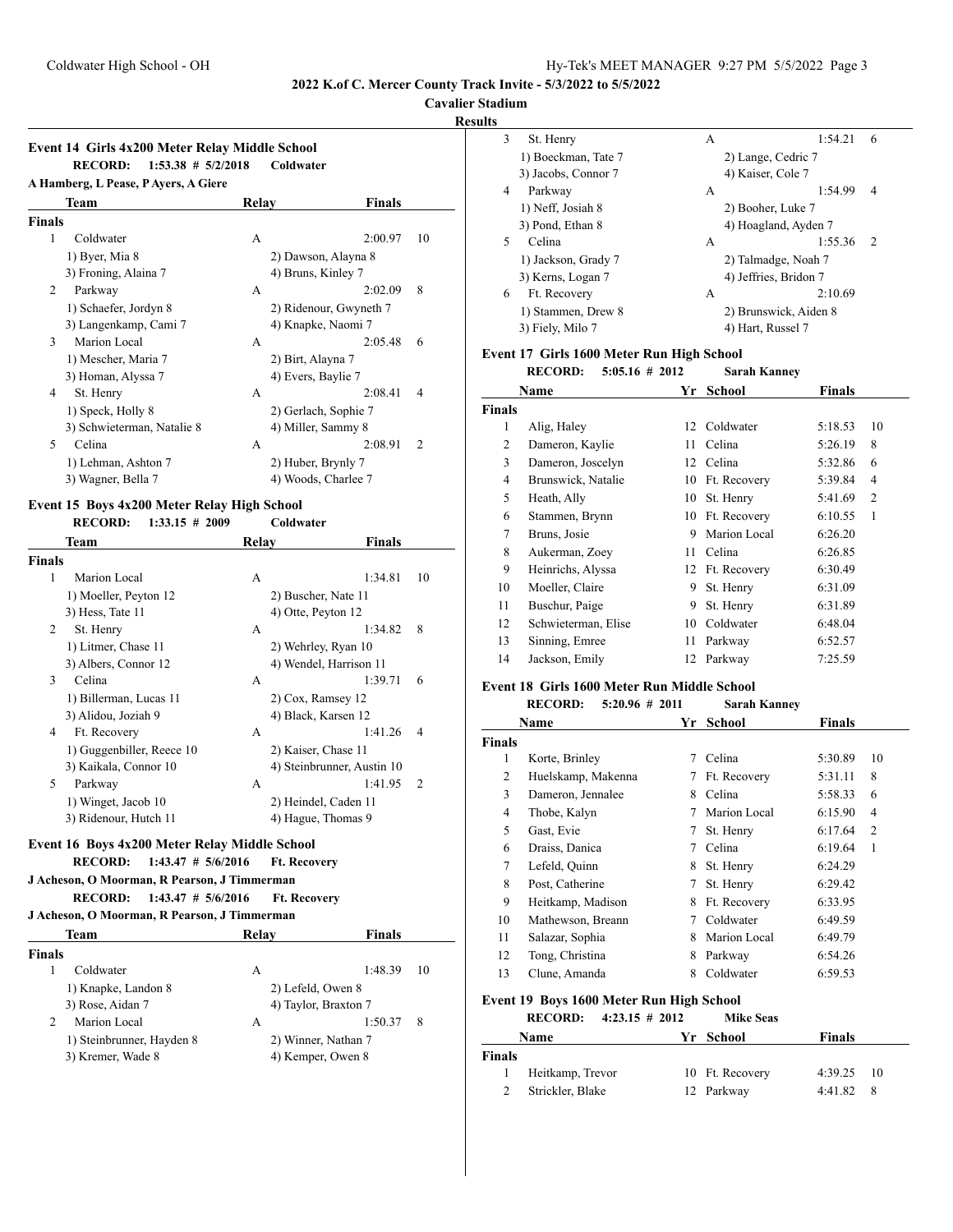## 2022 K.of C. Mercer County Track Invite - 5/3/2022 to 5/5/2022

**Cavalier Stadium**

**Results**

### Event 14 Girls 4x200 Meter Relay Middle School

**RECORD:** 1:53.38 # 5/2/2018 Coldwater
A Hamberg, L Pease, P Ayers, A Giere

| Place | Team | Relay | Finals | Points |
|---|---|---|---|---|
| **Finals** | | | | |
| 1 | Coldwater | A | 2:00.97 | 10 |
| | 1) Byer, Mia 8; 2) Dawson, Alayna 8; 3) Froning, Alaina 7; 4) Bruns, Kinley 7 | | | |
| 2 | Parkway | A | 2:02.09 | 8 |
| | 1) Schaefer, Jordyn 8; 2) Ridenour, Gwyneth 7; 3) Langenkamp, Cami 7; 4) Knapke, Naomi 7 | | | |
| 3 | Marion Local | A | 2:05.48 | 6 |
| | 1) Mescher, Maria 7; 2) Birt, Alayna 7; 3) Homan, Alyssa 7; 4) Evers, Baylie 7 | | | |
| 4 | St. Henry | A | 2:08.41 | 4 |
| | 1) Speck, Holly 8; 2) Gerlach, Sophie 7; 3) Schwieterman, Natalie 8; 4) Miller, Sammy 8 | | | |
| 5 | Celina | A | 2:08.91 | 2 |
| | 1) Lehman, Ashton 7; 2) Huber, Brynly 7; 3) Wagner, Bella 7; 4) Woods, Charlee 7 | | | |

### Event 15 Boys 4x200 Meter Relay High School

**RECORD:** 1:33.15 # 2009 Coldwater

| Place | Team | Relay | Finals | Points |
|---|---|---|---|---|
| **Finals** | | | | |
| 1 | Marion Local | A | 1:34.81 | 10 |
| | 1) Moeller, Peyton 12; 2) Buscher, Nate 11; 3) Hess, Tate 11; 4) Otte, Peyton 12 | | | |
| 2 | St. Henry | A | 1:34.82 | 8 |
| | 1) Litmer, Chase 11; 2) Wehrley, Ryan 10; 3) Albers, Connor 12; 4) Wendel, Harrison 11 | | | |
| 3 | Celina | A | 1:39.71 | 6 |
| | 1) Billerman, Lucas 11; 2) Cox, Ramsey 12; 3) Alidou, Joziah 9; 4) Black, Karsen 12 | | | |
| 4 | Ft. Recovery | A | 1:41.26 | 4 |
| | 1) Guggenbiller, Reece 10; 2) Kaiser, Chase 11; 3) Kaikala, Connor 10; 4) Steinbrunner, Austin 10 | | | |
| 5 | Parkway | A | 1:41.95 | 2 |
| | 1) Winget, Jacob 10; 2) Heindel, Caden 11; 3) Ridenour, Hutch 11; 4) Hague, Thomas 9 | | | |

### Event 16 Boys 4x200 Meter Relay Middle School

**RECORD:** 1:43.47 # 5/6/2016 Ft. Recovery
J Acheson, O Moorman, R Pearson, J Timmerman

**RECORD:** 1:43.47 # 5/6/2016 Ft. Recovery
J Acheson, O Moorman, R Pearson, J Timmerman

| Place | Team | Relay | Finals | Points |
|---|---|---|---|---|
| **Finals** | | | | |
| 1 | Coldwater | A | 1:48.39 | 10 |
| | 1) Knapke, Landon 8; 2) Lefeld, Owen 8; 3) Rose, Aidan 7; 4) Taylor, Braxton 7 | | | |
| 2 | Marion Local | A | 1:50.37 | 8 |
| | 1) Steinbrunner, Hayden 8; 2) Winner, Nathan 7; 3) Kremer, Wade 8; 4) Kemper, Owen 8 | | | |
| 3 | St. Henry | A | 1:54.21 | 6 |
| | 1) Boeckman, Tate 7; 2) Lange, Cedric 7; 3) Jacobs, Connor 7; 4) Kaiser, Cole 7 | | | |
| 4 | Parkway | A | 1:54.99 | 4 |
| | 1) Neff, Josiah 8; 2) Booher, Luke 7; 3) Pond, Ethan 8; 4) Hoagland, Ayden 7 | | | |
| 5 | Celina | A | 1:55.36 | 2 |
| | 1) Jackson, Grady 7; 2) Talmadge, Noah 7; 3) Kerns, Logan 7; 4) Jeffries, Bridon 7 | | | |
| 6 | Ft. Recovery | A | 2:10.69 | |
| | 1) Stammen, Drew 8; 2) Brunswick, Aiden 8; 3) Fiely, Milo 7; 4) Hart, Russel 7 | | | |

### Event 17 Girls 1600 Meter Run High School

**RECORD:** 5:05.16 # 2012 Sarah Kanney

| Place | Name | Yr | School | Finals | Points |
|---|---|---|---|---|---|
| **Finals** | | | | | |
| 1 | Alig, Haley | 12 | Coldwater | 5:18.53 | 10 |
| 2 | Dameron, Kaylie | 11 | Celina | 5:26.19 | 8 |
| 3 | Dameron, Joscelyn | 12 | Celina | 5:32.86 | 6 |
| 4 | Brunswick, Natalie | 10 | Ft. Recovery | 5:39.84 | 4 |
| 5 | Heath, Ally | 10 | St. Henry | 5:41.69 | 2 |
| 6 | Stammen, Brynn | 10 | Ft. Recovery | 6:10.55 | 1 |
| 7 | Bruns, Josie | 9 | Marion Local | 6:26.20 | |
| 8 | Aukerman, Zoey | 11 | Celina | 6:26.85 | |
| 9 | Heinrichs, Alyssa | 12 | Ft. Recovery | 6:30.49 | |
| 10 | Moeller, Claire | 9 | St. Henry | 6:31.09 | |
| 11 | Buschur, Paige | 9 | St. Henry | 6:31.89 | |
| 12 | Schwieterman, Elise | 10 | Coldwater | 6:48.04 | |
| 13 | Sinning, Emree | 11 | Parkway | 6:52.57 | |
| 14 | Jackson, Emily | 12 | Parkway | 7:25.59 | |

### Event 18 Girls 1600 Meter Run Middle School

**RECORD:** 5:20.96 # 2011 Sarah Kanney

| Place | Name | Yr | School | Finals | Points |
|---|---|---|---|---|---|
| **Finals** | | | | | |
| 1 | Korte, Brinley | 7 | Celina | 5:30.89 | 10 |
| 2 | Huelskamp, Makenna | 7 | Ft. Recovery | 5:31.11 | 8 |
| 3 | Dameron, Jennalee | 8 | Celina | 5:58.33 | 6 |
| 4 | Thobe, Kalyn | 7 | Marion Local | 6:15.90 | 4 |
| 5 | Gast, Evie | 7 | St. Henry | 6:17.64 | 2 |
| 6 | Draiss, Danica | 7 | Celina | 6:19.64 | 1 |
| 7 | Lefeld, Quinn | 8 | St. Henry | 6:24.29 | |
| 8 | Post, Catherine | 7 | St. Henry | 6:29.42 | |
| 9 | Heitkamp, Madison | 8 | Ft. Recovery | 6:33.95 | |
| 10 | Mathewson, Breann | 7 | Coldwater | 6:49.59 | |
| 11 | Salazar, Sophia | 8 | Marion Local | 6:49.79 | |
| 12 | Tong, Christina | 8 | Parkway | 6:54.26 | |
| 13 | Clune, Amanda | 8 | Coldwater | 6:59.53 | |

### Event 19 Boys 1600 Meter Run High School

**RECORD:** 4:23.15 # 2012 Mike Seas

| Place | Name | Yr | School | Finals | Points |
|---|---|---|---|---|---|
| **Finals** | | | | | |
| 1 | Heitkamp, Trevor | 10 | Ft. Recovery | 4:39.25 | 10 |
| 2 | Strickler, Blake | 12 | Parkway | 4:41.82 | 8 |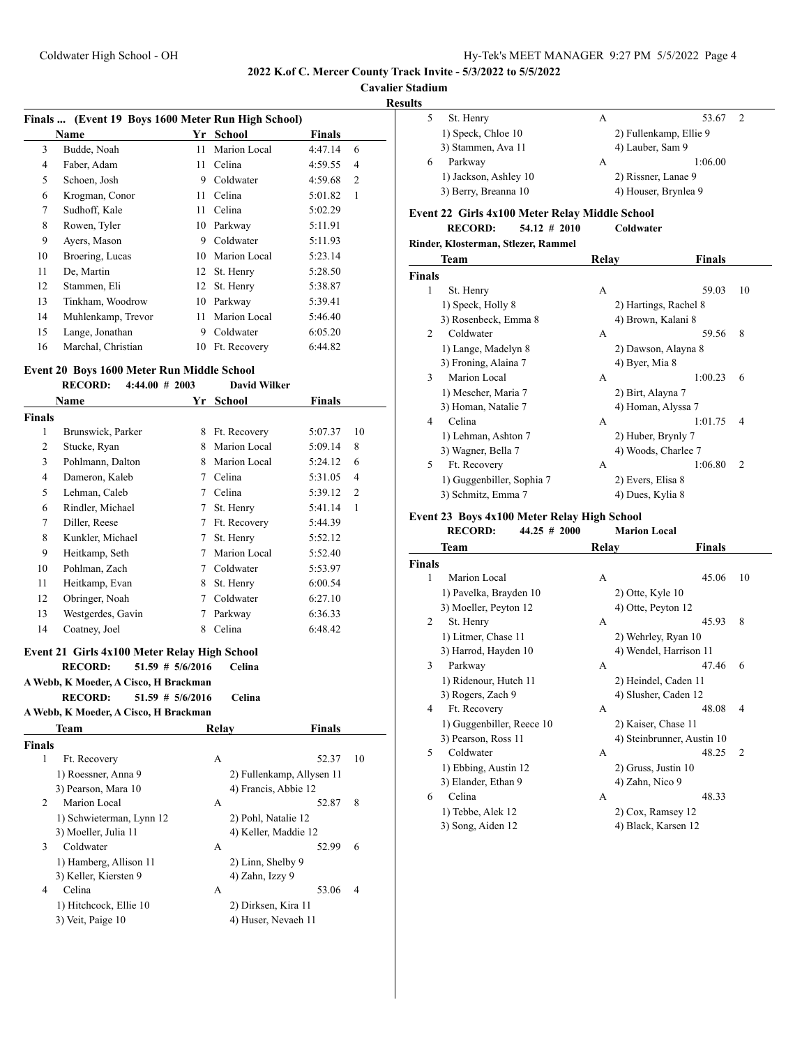# 2022 K.of C. Mercer County Track Invite - 5/3/2022 to 5/5/2022

**Cavalier Stadium**

**Results**

### Finals ... (Event 19 Boys 1600 Meter Run High School)

| | Name | Yr | School | Finals | |
|---|---|---|---|---|---|
| 3 | Budde, Noah | 11 | Marion Local | 4:47.14 | 6 |
| 4 | Faber, Adam | 11 | Celina | 4:59.55 | 4 |
| 5 | Schoen, Josh | 9 | Coldwater | 4:59.68 | 2 |
| 6 | Krogman, Conor | 11 | Celina | 5:01.82 | 1 |
| 7 | Sudhoff, Kale | 11 | Celina | 5:02.29 | |
| 8 | Rowen, Tyler | 10 | Parkway | 5:11.91 | |
| 9 | Ayers, Mason | 9 | Coldwater | 5:11.93 | |
| 10 | Broering, Lucas | 10 | Marion Local | 5:23.14 | |
| 11 | De, Martin | 12 | St. Henry | 5:28.50 | |
| 12 | Stammen, Eli | 12 | St. Henry | 5:38.87 | |
| 13 | Tinkham, Woodrow | 10 | Parkway | 5:39.41 | |
| 14 | Muhlenkamp, Trevor | 11 | Marion Local | 5:46.40 | |
| 15 | Lange, Jonathan | 9 | Coldwater | 6:05.20 | |
| 16 | Marchal, Christian | 10 | Ft. Recovery | 6:44.82 | |

### Event 20 Boys 1600 Meter Run Middle School

**RECORD:** 4:44.00 # 2003 **David Wilker**

| | Name | Yr | School | Finals | |
|---|---|---|---|---|---|
| **Finals** | | | | | |
| 1 | Brunswick, Parker | 8 | Ft. Recovery | 5:07.37 | 10 |
| 2 | Stucke, Ryan | 8 | Marion Local | 5:09.14 | 8 |
| 3 | Pohlmann, Dalton | 8 | Marion Local | 5:24.12 | 6 |
| 4 | Dameron, Kaleb | 7 | Celina | 5:31.05 | 4 |
| 5 | Lehman, Caleb | 7 | Celina | 5:39.12 | 2 |
| 6 | Rindler, Michael | 7 | St. Henry | 5:41.14 | 1 |
| 7 | Diller, Reese | 7 | Ft. Recovery | 5:44.39 | |
| 8 | Kunkler, Michael | 7 | St. Henry | 5:52.12 | |
| 9 | Heitkamp, Seth | 7 | Marion Local | 5:52.40 | |
| 10 | Pohlman, Zach | 7 | Coldwater | 5:53.97 | |
| 11 | Heitkamp, Evan | 8 | St. Henry | 6:00.54 | |
| 12 | Obringer, Noah | 7 | Coldwater | 6:27.10 | |
| 13 | Westgerdes, Gavin | 7 | Parkway | 6:36.33 | |
| 14 | Coatney, Joel | 8 | Celina | 6:48.42 | |

### Event 21 Girls 4x100 Meter Relay High School

**RECORD:** 51.59 # 5/6/2016 **Celina**

**A Webb, K Moeder, A Cisco, H Brackman**

**RECORD:** 51.59 # 5/6/2016 **Celina**

**A Webb, K Moeder, A Cisco, H Brackman**

| | Team | Relay | Finals | |
|---|---|---|---|---|
| **Finals** | | | | |
| 1 | Ft. Recovery | A | 52.37 | 10 |
| | 1) Roessner, Anna 9 | 2) Fullenkamp, Allysen 11 | | |
| | 3) Pearson, Mara 10 | 4) Francis, Abbie 12 | | |
| 2 | Marion Local | A | 52.87 | 8 |
| | 1) Schwieterman, Lynn 12 | 2) Pohl, Natalie 12 | | |
| | 3) Moeller, Julia 11 | 4) Keller, Maddie 12 | | |
| 3 | Coldwater | A | 52.99 | 6 |
| | 1) Hamberg, Allison 11 | 2) Linn, Shelby 9 | | |
| | 3) Keller, Kiersten 9 | 4) Zahn, Izzy 9 | | |
| 4 | Celina | A | 53.06 | 4 |
| | 1) Hitchcock, Ellie 10 | 2) Dirksen, Kira 11 | | |
| | 3) Veit, Paige 10 | 4) Huser, Nevaeh 11 | | |
| 5 | St. Henry | A | 53.67 | 2 |
| | 1) Speck, Chloe 10 | 2) Fullenkamp, Ellie 9 | | |
| | 3) Stammen, Ava 11 | 4) Lauber, Sam 9 | | |
| 6 | Parkway | A | 1:06.00 | |
| | 1) Jackson, Ashley 10 | 2) Rissner, Lanae 9 | | |
| | 3) Berry, Breanna 10 | 4) Houser, Brynlea 9 | | |

### Event 22 Girls 4x100 Meter Relay Middle School

**RECORD:** 54.12 # 2010 **Coldwater**

**Rinder, Klosterman, Stlezer, Rammel**

| | Team | Relay | Finals | |
|---|---|---|---|---|
| **Finals** | | | | |
| 1 | St. Henry | A | 59.03 | 10 |
| | 1) Speck, Holly 8 | 2) Hartings, Rachel 8 | | |
| | 3) Rosenbeck, Emma 8 | 4) Brown, Kalani 8 | | |
| 2 | Coldwater | A | 59.56 | 8 |
| | 1) Lange, Madelyn 8 | 2) Dawson, Alayna 8 | | |
| | 3) Froning, Alaina 7 | 4) Byer, Mia 8 | | |
| 3 | Marion Local | A | 1:00.23 | 6 |
| | 1) Mescher, Maria 7 | 2) Birt, Alayna 7 | | |
| | 3) Homan, Natalie 7 | 4) Homan, Alyssa 7 | | |
| 4 | Celina | A | 1:01.75 | 4 |
| | 1) Lehman, Ashton 7 | 2) Huber, Brynly 7 | | |
| | 3) Wagner, Bella 7 | 4) Woods, Charlee 7 | | |
| 5 | Ft. Recovery | A | 1:06.80 | 2 |
| | 1) Guggenbiller, Sophia 7 | 2) Evers, Elisa 8 | | |
| | 3) Schmitz, Emma 7 | 4) Dues, Kylia 8 | | |

### Event 23 Boys 4x100 Meter Relay High School

**RECORD:** 44.25 # 2000 **Marion Local**

| | Team | Relay | Finals | |
|---|---|---|---|---|
| **Finals** | | | | |
| 1 | Marion Local | A | 45.06 | 10 |
| | 1) Pavelka, Brayden 10 | 2) Otte, Kyle 10 | | |
| | 3) Moeller, Peyton 12 | 4) Otte, Peyton 12 | | |
| 2 | St. Henry | A | 45.93 | 8 |
| | 1) Litmer, Chase 11 | 2) Wehrley, Ryan 10 | | |
| | 3) Harrod, Hayden 10 | 4) Wendel, Harrison 11 | | |
| 3 | Parkway | A | 47.46 | 6 |
| | 1) Ridenour, Hutch 11 | 2) Heindel, Caden 11 | | |
| | 3) Rogers, Zach 9 | 4) Slusher, Caden 12 | | |
| 4 | Ft. Recovery | A | 48.08 | 4 |
| | 1) Guggenbiller, Reece 10 | 2) Kaiser, Chase 11 | | |
| | 3) Pearson, Ross 11 | 4) Steinbrunner, Austin 10 | | |
| 5 | Coldwater | A | 48.25 | 2 |
| | 1) Ebbing, Austin 12 | 2) Gruss, Justin 10 | | |
| | 3) Elander, Ethan 9 | 4) Zahn, Nico 9 | | |
| 6 | Celina | A | 48.33 | |
| | 1) Tebbe, Alek 12 | 2) Cox, Ramsey 12 | | |
| | 3) Song, Aiden 12 | 4) Black, Karsen 12 | | |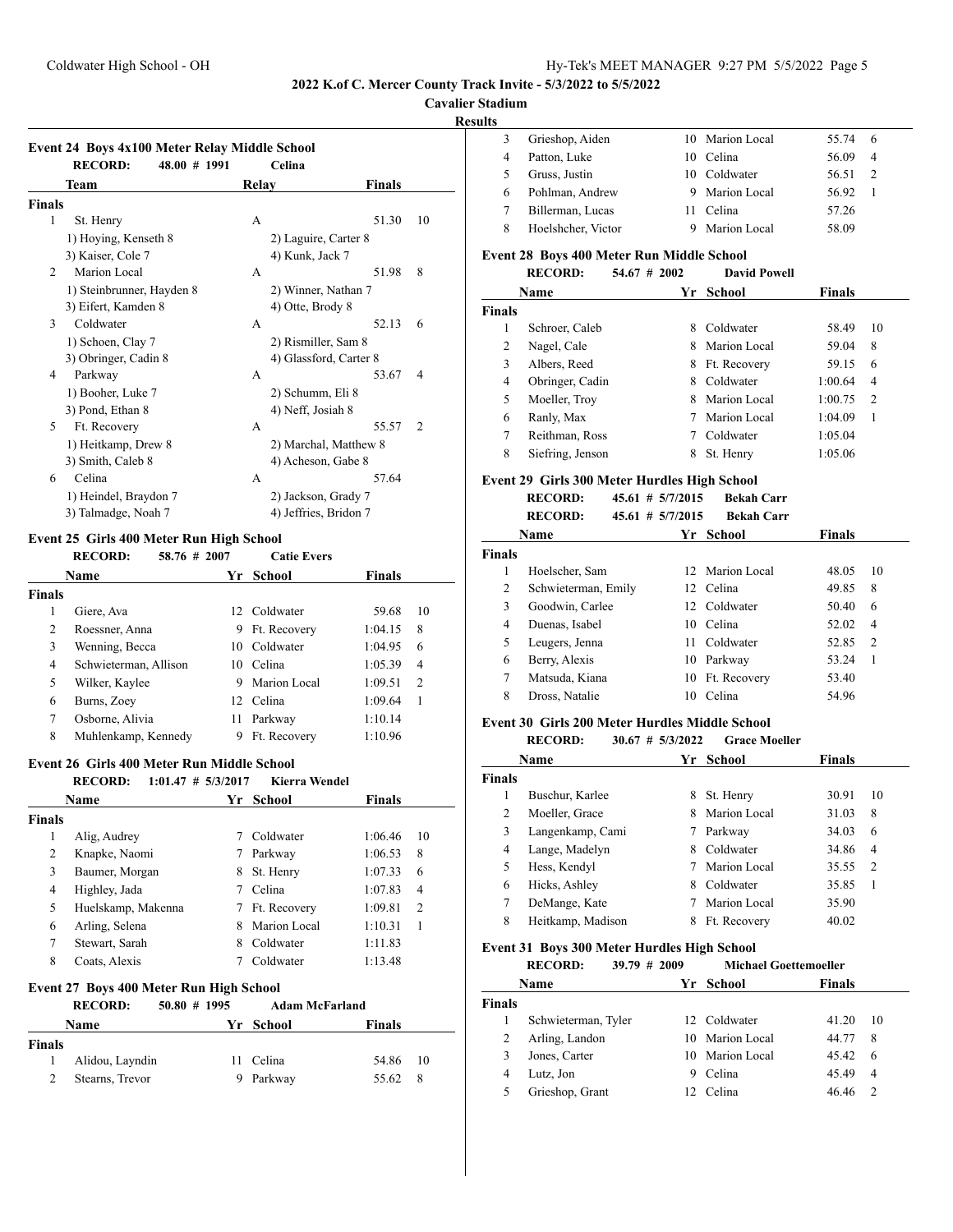## 2022 K.of C. Mercer County Track Invite - 5/3/2022 to 5/5/2022

**Cavalier Stadium**

**Results**

### Event 24 Boys 4x100 Meter Relay Middle School

**RECORD:** 48.00 # 1991 Celina

| | Team | Relay | Finals | |
|---|---|---|---|---|
| **Finals** | | | | |
| 1 | St. Henry | A | 51.30 | 10 |
| | 1) Hoying, Kenseth 8 | 2) Laguire, Carter 8 | | |
| | 3) Kaiser, Cole 7 | 4) Kunk, Jack 7 | | |
| 2 | Marion Local | A | 51.98 | 8 |
| | 1) Steinbrunner, Hayden 8 | 2) Winner, Nathan 7 | | |
| | 3) Eifert, Kamden 8 | 4) Otte, Brody 8 | | |
| 3 | Coldwater | A | 52.13 | 6 |
| | 1) Schoen, Clay 7 | 2) Rismiller, Sam 8 | | |
| | 3) Obringer, Cadin 8 | 4) Glassford, Carter 8 | | |
| 4 | Parkway | A | 53.67 | 4 |
| | 1) Booher, Luke 7 | 2) Schumm, Eli 8 | | |
| | 3) Pond, Ethan 8 | 4) Neff, Josiah 8 | | |
| 5 | Ft. Recovery | A | 55.57 | 2 |
| | 1) Heitkamp, Drew 8 | 2) Marchal, Matthew 8 | | |
| | 3) Smith, Caleb 8 | 4) Acheson, Gabe 8 | | |
| 6 | Celina | A | 57.64 | |
| | 1) Heindel, Braydon 7 | 2) Jackson, Grady 7 | | |
| | 3) Talmadge, Noah 7 | 4) Jeffries, Bridon 7 | | |

### Event 25 Girls 400 Meter Run High School

**RECORD:** 58.76 # 2007 Catie Evers

| | Name | Yr | School | Finals | |
|---|---|---|---|---|---|
| **Finals** | | | | | |
| 1 | Giere, Ava | 12 | Coldwater | 59.68 | 10 |
| 2 | Roessner, Anna | 9 | Ft. Recovery | 1:04.15 | 8 |
| 3 | Wenning, Becca | 10 | Coldwater | 1:04.95 | 6 |
| 4 | Schwieterman, Allison | 10 | Celina | 1:05.39 | 4 |
| 5 | Wilker, Kaylee | 9 | Marion Local | 1:09.51 | 2 |
| 6 | Burns, Zoey | 12 | Celina | 1:09.64 | 1 |
| 7 | Osborne, Alivia | 11 | Parkway | 1:10.14 | |
| 8 | Muhlenkamp, Kennedy | 9 | Ft. Recovery | 1:10.96 | |

### Event 26 Girls 400 Meter Run Middle School

**RECORD:** 1:01.47 # 5/3/2017 Kierra Wendel

| | Name | Yr | School | Finals | |
|---|---|---|---|---|---|
| **Finals** | | | | | |
| 1 | Alig, Audrey | 7 | Coldwater | 1:06.46 | 10 |
| 2 | Knapke, Naomi | 7 | Parkway | 1:06.53 | 8 |
| 3 | Baumer, Morgan | 8 | St. Henry | 1:07.33 | 6 |
| 4 | Highley, Jada | 7 | Celina | 1:07.83 | 4 |
| 5 | Huelskamp, Makenna | 7 | Ft. Recovery | 1:09.81 | 2 |
| 6 | Arling, Selena | 8 | Marion Local | 1:10.31 | 1 |
| 7 | Stewart, Sarah | 8 | Coldwater | 1:11.83 | |
| 8 | Coats, Alexis | 7 | Coldwater | 1:13.48 | |

### Event 27 Boys 400 Meter Run High School

**RECORD:** 50.80 # 1995 Adam McFarland

| | Name | Yr | School | Finals | |
|---|---|---|---|---|---|
| **Finals** | | | | | |
| 1 | Alidou, Layndin | 11 | Celina | 54.86 | 10 |
| 2 | Stearns, Trevor | 9 | Parkway | 55.62 | 8 |
| 3 | Grieshop, Aiden | 10 | Marion Local | 55.74 | 6 |
| 4 | Patton, Luke | 10 | Celina | 56.09 | 4 |
| 5 | Gruss, Justin | 10 | Coldwater | 56.51 | 2 |
| 6 | Pohlman, Andrew | 9 | Marion Local | 56.92 | 1 |
| 7 | Billerman, Lucas | 11 | Celina | 57.26 | |
| 8 | Hoelshcher, Victor | 9 | Marion Local | 58.09 | |

### Event 28 Boys 400 Meter Run Middle School

**RECORD:** 54.67 # 2002 David Powell

| | Name | Yr | School | Finals | |
|---|---|---|---|---|---|
| **Finals** | | | | | |
| 1 | Schroer, Caleb | 8 | Coldwater | 58.49 | 10 |
| 2 | Nagel, Cale | 8 | Marion Local | 59.04 | 8 |
| 3 | Albers, Reed | 8 | Ft. Recovery | 59.15 | 6 |
| 4 | Obringer, Cadin | 8 | Coldwater | 1:00.64 | 4 |
| 5 | Moeller, Troy | 8 | Marion Local | 1:00.75 | 2 |
| 6 | Ranly, Max | 7 | Marion Local | 1:04.09 | 1 |
| 7 | Reithman, Ross | 7 | Coldwater | 1:05.04 | |
| 8 | Siefring, Jenson | 8 | St. Henry | 1:05.06 | |

### Event 29 Girls 300 Meter Hurdles High School

**RECORD:** 45.61 # 5/7/2015 Bekah Carr

**RECORD:** 45.61 # 5/7/2015 Bekah Carr

| | Name | Yr | School | Finals | |
|---|---|---|---|---|---|
| **Finals** | | | | | |
| 1 | Hoelscher, Sam | 12 | Marion Local | 48.05 | 10 |
| 2 | Schwieterman, Emily | 12 | Celina | 49.85 | 8 |
| 3 | Goodwin, Carlee | 12 | Coldwater | 50.40 | 6 |
| 4 | Duenas, Isabel | 10 | Celina | 52.02 | 4 |
| 5 | Leugers, Jenna | 11 | Coldwater | 52.85 | 2 |
| 6 | Berry, Alexis | 10 | Parkway | 53.24 | 1 |
| 7 | Matsuda, Kiana | 10 | Ft. Recovery | 53.40 | |
| 8 | Dross, Natalie | 10 | Celina | 54.96 | |

### Event 30 Girls 200 Meter Hurdles Middle School

**RECORD:** 30.67 # 5/3/2022 Grace Moeller

| | Name | Yr | School | Finals | |
|---|---|---|---|---|---|
| **Finals** | | | | | |
| 1 | Buschur, Karlee | 8 | St. Henry | 30.91 | 10 |
| 2 | Moeller, Grace | 8 | Marion Local | 31.03 | 8 |
| 3 | Langenkamp, Cami | 7 | Parkway | 34.03 | 6 |
| 4 | Lange, Madelyn | 8 | Coldwater | 34.86 | 4 |
| 5 | Hess, Kendyl | 7 | Marion Local | 35.55 | 2 |
| 6 | Hicks, Ashley | 8 | Coldwater | 35.85 | 1 |
| 7 | DeMange, Kate | 7 | Marion Local | 35.90 | |
| 8 | Heitkamp, Madison | 8 | Ft. Recovery | 40.02 | |

### Event 31 Boys 300 Meter Hurdles High School

**RECORD:** 39.79 # 2009 Michael Goettemoeller

| | Name | Yr | School | Finals | |
|---|---|---|---|---|---|
| **Finals** | | | | | |
| 1 | Schwieterman, Tyler | 12 | Coldwater | 41.20 | 10 |
| 2 | Arling, Landon | 10 | Marion Local | 44.77 | 8 |
| 3 | Jones, Carter | 10 | Marion Local | 45.42 | 6 |
| 4 | Lutz, Jon | 9 | Celina | 45.49 | 4 |
| 5 | Grieshop, Grant | 12 | Celina | 46.46 | 2 |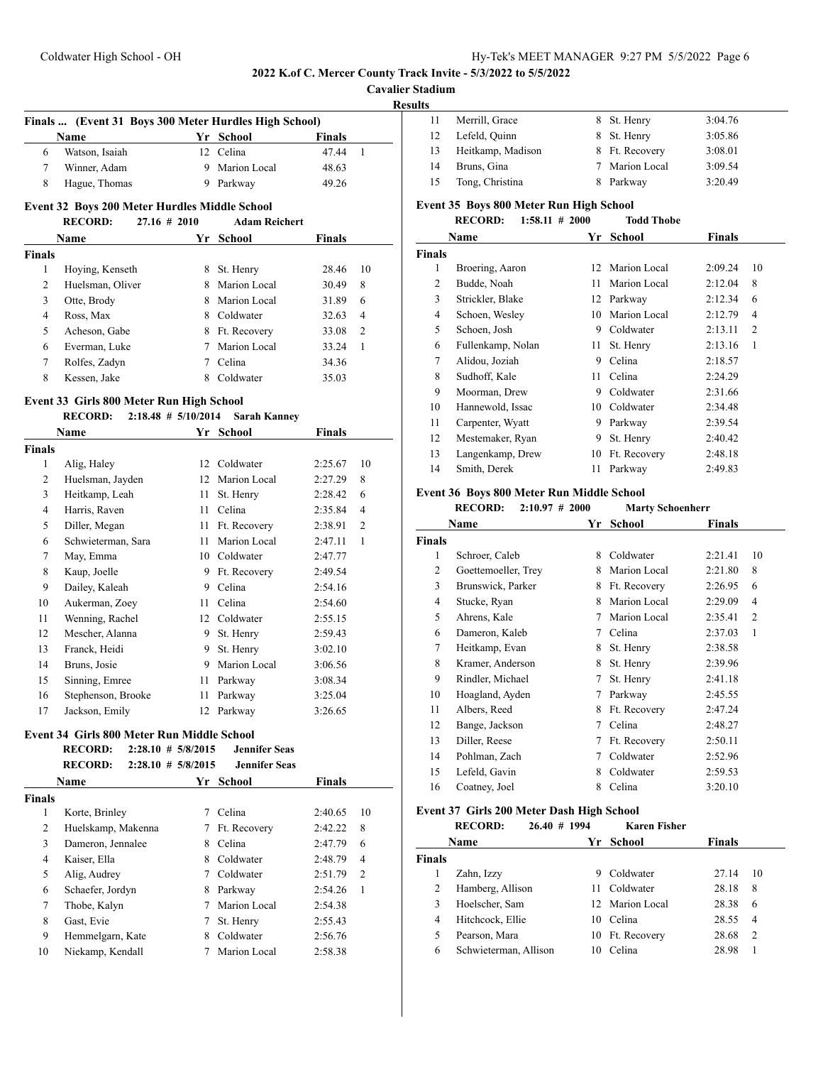**2022 K.of C. Mercer County Track Invite - 5/3/2022 to 5/5/2022**

**Cavalier Stadium**

**Results**

### Finals ... (Event 31 Boys 300 Meter Hurdles High School)

| | Name | Yr | School | Finals | |
|---|---|---|---|---|---|
| 6 | Watson, Isaiah | 12 | Celina | 47.44 | 1 |
| 7 | Winner, Adam | 9 | Marion Local | 48.63 | |
| 8 | Hague, Thomas | 9 | Parkway | 49.26 | |

### Event 32 Boys 200 Meter Hurdles Middle School

**RECORD:** 27.16 # 2010 **Adam Reichert**

| | Name | Yr | School | Finals | |
|---|---|---|---|---|---|
| **Finals** | | | | | |
| 1 | Hoying, Kenseth | 8 | St. Henry | 28.46 | 10 |
| 2 | Huelsman, Oliver | 8 | Marion Local | 30.49 | 8 |
| 3 | Otte, Brody | 8 | Marion Local | 31.89 | 6 |
| 4 | Ross, Max | 8 | Coldwater | 32.63 | 4 |
| 5 | Acheson, Gabe | 8 | Ft. Recovery | 33.08 | 2 |
| 6 | Everman, Luke | 7 | Marion Local | 33.24 | 1 |
| 7 | Rolfes, Zadyn | 7 | Celina | 34.36 | |
| 8 | Kessen, Jake | 8 | Coldwater | 35.03 | |

### Event 33 Girls 800 Meter Run High School

**RECORD:** 2:18.48 # 5/10/2014 **Sarah Kanney**

| | Name | Yr | School | Finals | |
|---|---|---|---|---|---|
| **Finals** | | | | | |
| 1 | Alig, Haley | 12 | Coldwater | 2:25.67 | 10 |
| 2 | Huelsman, Jayden | 12 | Marion Local | 2:27.29 | 8 |
| 3 | Heitkamp, Leah | 11 | St. Henry | 2:28.42 | 6 |
| 4 | Harris, Raven | 11 | Celina | 2:35.84 | 4 |
| 5 | Diller, Megan | 11 | Ft. Recovery | 2:38.91 | 2 |
| 6 | Schwieterman, Sara | 11 | Marion Local | 2:47.11 | 1 |
| 7 | May, Emma | 10 | Coldwater | 2:47.77 | |
| 8 | Kaup, Joelle | 9 | Ft. Recovery | 2:49.54 | |
| 9 | Dailey, Kaleah | 9 | Celina | 2:54.16 | |
| 10 | Aukerman, Zoey | 11 | Celina | 2:54.60 | |
| 11 | Wenning, Rachel | 12 | Coldwater | 2:55.15 | |
| 12 | Mescher, Alanna | 9 | St. Henry | 2:59.43 | |
| 13 | Franck, Heidi | 9 | St. Henry | 3:02.10 | |
| 14 | Bruns, Josie | 9 | Marion Local | 3:06.56 | |
| 15 | Sinning, Emree | 11 | Parkway | 3:08.34 | |
| 16 | Stephenson, Brooke | 11 | Parkway | 3:25.04 | |
| 17 | Jackson, Emily | 12 | Parkway | 3:26.65 | |

### Event 34 Girls 800 Meter Run Middle School

**RECORD:** 2:28.10 # 5/8/2015 **Jennifer Seas**
**RECORD:** 2:28.10 # 5/8/2015 **Jennifer Seas**

| | Name | Yr | School | Finals | |
|---|---|---|---|---|---|
| **Finals** | | | | | |
| 1 | Korte, Brinley | 7 | Celina | 2:40.65 | 10 |
| 2 | Huelskamp, Makenna | 7 | Ft. Recovery | 2:42.22 | 8 |
| 3 | Dameron, Jennalee | 8 | Celina | 2:47.79 | 6 |
| 4 | Kaiser, Ella | 8 | Coldwater | 2:48.79 | 4 |
| 5 | Alig, Audrey | 7 | Coldwater | 2:51.79 | 2 |
| 6 | Schaefer, Jordyn | 8 | Parkway | 2:54.26 | 1 |
| 7 | Thobe, Kalyn | 7 | Marion Local | 2:54.38 | |
| 8 | Gast, Evie | 7 | St. Henry | 2:55.43 | |
| 9 | Hemmelgarn, Kate | 8 | Coldwater | 2:56.76 | |
| 10 | Niekamp, Kendall | 7 | Marion Local | 2:58.38 | |
| 11 | Merrill, Grace | 8 | St. Henry | 3:04.76 | |
| 12 | Lefeld, Quinn | 8 | St. Henry | 3:05.86 | |
| 13 | Heitkamp, Madison | 8 | Ft. Recovery | 3:08.01 | |
| 14 | Bruns, Gina | 7 | Marion Local | 3:09.54 | |
| 15 | Tong, Christina | 8 | Parkway | 3:20.49 | |

### Event 35 Boys 800 Meter Run High School

**RECORD:** 1:58.11 # 2000 **Todd Thobe**

| | Name | Yr | School | Finals | |
|---|---|---|---|---|---|
| **Finals** | | | | | |
| 1 | Broering, Aaron | 12 | Marion Local | 2:09.24 | 10 |
| 2 | Budde, Noah | 11 | Marion Local | 2:12.04 | 8 |
| 3 | Strickler, Blake | 12 | Parkway | 2:12.34 | 6 |
| 4 | Schoen, Wesley | 10 | Marion Local | 2:12.79 | 4 |
| 5 | Schoen, Josh | 9 | Coldwater | 2:13.11 | 2 |
| 6 | Fullenkamp, Nolan | 11 | St. Henry | 2:13.16 | 1 |
| 7 | Alidou, Joziah | 9 | Celina | 2:18.57 | |
| 8 | Sudhoff, Kale | 11 | Celina | 2:24.29 | |
| 9 | Moorman, Drew | 9 | Coldwater | 2:31.66 | |
| 10 | Hannewold, Issac | 10 | Coldwater | 2:34.48 | |
| 11 | Carpenter, Wyatt | 9 | Parkway | 2:39.54 | |
| 12 | Mestemaker, Ryan | 9 | St. Henry | 2:40.42 | |
| 13 | Langenkamp, Drew | 10 | Ft. Recovery | 2:48.18 | |
| 14 | Smith, Derek | 11 | Parkway | 2:49.83 | |

### Event 36 Boys 800 Meter Run Middle School

**RECORD:** 2:10.97 # 2000 **Marty Schoenherr**

| | Name | Yr | School | Finals | |
|---|---|---|---|---|---|
| **Finals** | | | | | |
| 1 | Schroer, Caleb | 8 | Coldwater | 2:21.41 | 10 |
| 2 | Goettemoeller, Trey | 8 | Marion Local | 2:21.80 | 8 |
| 3 | Brunswick, Parker | 8 | Ft. Recovery | 2:26.95 | 6 |
| 4 | Stucke, Ryan | 8 | Marion Local | 2:29.09 | 4 |
| 5 | Ahrens, Kale | 7 | Marion Local | 2:35.41 | 2 |
| 6 | Dameron, Kaleb | 7 | Celina | 2:37.03 | 1 |
| 7 | Heitkamp, Evan | 8 | St. Henry | 2:38.58 | |
| 8 | Kramer, Anderson | 8 | St. Henry | 2:39.96 | |
| 9 | Rindler, Michael | 7 | St. Henry | 2:41.18 | |
| 10 | Hoagland, Ayden | 7 | Parkway | 2:45.55 | |
| 11 | Albers, Reed | 8 | Ft. Recovery | 2:47.24 | |
| 12 | Bange, Jackson | 7 | Celina | 2:48.27 | |
| 13 | Diller, Reese | 7 | Ft. Recovery | 2:50.11 | |
| 14 | Pohlman, Zach | 7 | Coldwater | 2:52.96 | |
| 15 | Lefeld, Gavin | 8 | Coldwater | 2:59.53 | |
| 16 | Coatney, Joel | 8 | Celina | 3:20.10 | |

### Event 37 Girls 200 Meter Dash High School

**RECORD:** 26.40 # 1994 **Karen Fisher**

| | Name | Yr | School | Finals | |
|---|---|---|---|---|---|
| **Finals** | | | | | |
| 1 | Zahn, Izzy | 9 | Coldwater | 27.14 | 10 |
| 2 | Hamberg, Allison | 11 | Coldwater | 28.18 | 8 |
| 3 | Hoelscher, Sam | 12 | Marion Local | 28.38 | 6 |
| 4 | Hitchcock, Ellie | 10 | Celina | 28.55 | 4 |
| 5 | Pearson, Mara | 10 | Ft. Recovery | 28.68 | 2 |
| 6 | Schwieterman, Allison | 10 | Celina | 28.98 | 1 |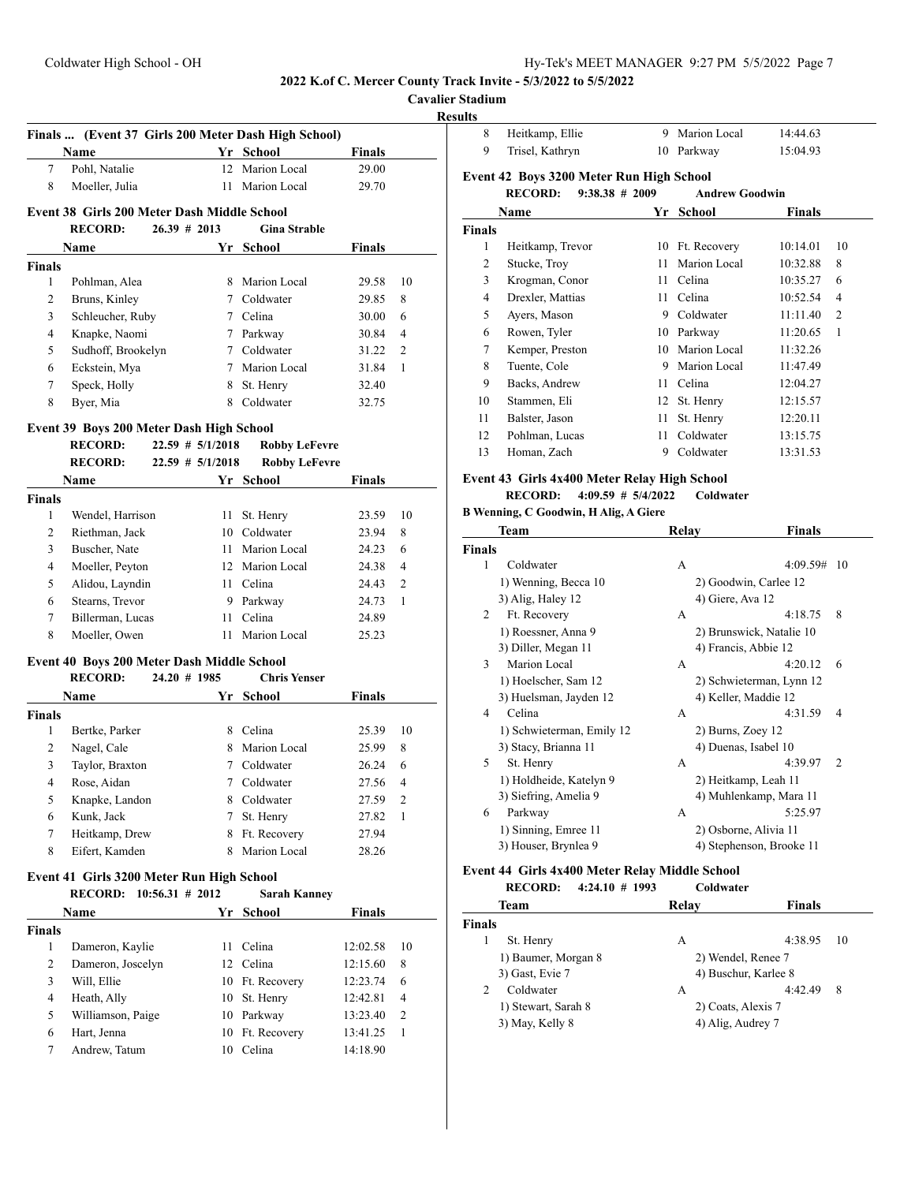**2022 K.of C. Mercer County Track Invite - 5/3/2022 to 5/5/2022**

**Cavalier Stadium**

**Results**

### Finals ... (Event 37 Girls 200 Meter Dash High School)

| | Name | Yr | School | Finals | |
|---|---|---|---|---|---|
| 7 | Pohl, Natalie | 12 | Marion Local | 29.00 | |
| 8 | Moeller, Julia | 11 | Marion Local | 29.70 | |

### Event 38 Girls 200 Meter Dash Middle School

**RECORD:** 26.39 # 2013 **Gina Strable**

| | Name | Yr | School | Finals | |
|---|---|---|---|---|---|
| **Finals** | | | | | |
| 1 | Pohlman, Alea | 8 | Marion Local | 29.58 | 10 |
| 2 | Bruns, Kinley | 7 | Coldwater | 29.85 | 8 |
| 3 | Schleucher, Ruby | 7 | Celina | 30.00 | 6 |
| 4 | Knapke, Naomi | 7 | Parkway | 30.84 | 4 |
| 5 | Sudhoff, Brookelyn | 7 | Coldwater | 31.22 | 2 |
| 6 | Eckstein, Mya | 7 | Marion Local | 31.84 | 1 |
| 7 | Speck, Holly | 8 | St. Henry | 32.40 | |
| 8 | Byer, Mia | 8 | Coldwater | 32.75 | |

### Event 39 Boys 200 Meter Dash High School

**RECORD:** 22.59 # 5/1/2018 **Robby LeFevre**
**RECORD:** 22.59 # 5/1/2018 **Robby LeFevre**

| | Name | Yr | School | Finals | |
|---|---|---|---|---|---|
| **Finals** | | | | | |
| 1 | Wendel, Harrison | 11 | St. Henry | 23.59 | 10 |
| 2 | Riethman, Jack | 10 | Coldwater | 23.94 | 8 |
| 3 | Buscher, Nate | 11 | Marion Local | 24.23 | 6 |
| 4 | Moeller, Peyton | 12 | Marion Local | 24.38 | 4 |
| 5 | Alidou, Layndin | 11 | Celina | 24.43 | 2 |
| 6 | Stearns, Trevor | 9 | Parkway | 24.73 | 1 |
| 7 | Billerman, Lucas | 11 | Celina | 24.89 | |
| 8 | Moeller, Owen | 11 | Marion Local | 25.23 | |

### Event 40 Boys 200 Meter Dash Middle School

**RECORD:** 24.20 # 1985 **Chris Yenser**

| | Name | Yr | School | Finals | |
|---|---|---|---|---|---|
| **Finals** | | | | | |
| 1 | Bertke, Parker | 8 | Celina | 25.39 | 10 |
| 2 | Nagel, Cale | 8 | Marion Local | 25.99 | 8 |
| 3 | Taylor, Braxton | 7 | Coldwater | 26.24 | 6 |
| 4 | Rose, Aidan | 7 | Coldwater | 27.56 | 4 |
| 5 | Knapke, Landon | 8 | Coldwater | 27.59 | 2 |
| 6 | Kunk, Jack | 7 | St. Henry | 27.82 | 1 |
| 7 | Heitkamp, Drew | 8 | Ft. Recovery | 27.94 | |
| 8 | Eifert, Kamden | 8 | Marion Local | 28.26 | |

### Event 41 Girls 3200 Meter Run High School

**RECORD:** 10:56.31 # 2012 **Sarah Kanney**

| | Name | Yr | School | Finals | |
|---|---|---|---|---|---|
| **Finals** | | | | | |
| 1 | Dameron, Kaylie | 11 | Celina | 12:02.58 | 10 |
| 2 | Dameron, Joscelyn | 12 | Celina | 12:15.60 | 8 |
| 3 | Will, Ellie | 10 | Ft. Recovery | 12:23.74 | 6 |
| 4 | Heath, Ally | 10 | St. Henry | 12:42.81 | 4 |
| 5 | Williamson, Paige | 10 | Parkway | 13:23.40 | 2 |
| 6 | Hart, Jenna | 10 | Ft. Recovery | 13:41.25 | 1 |
| 7 | Andrew, Tatum | 10 | Celina | 14:18.90 | |
| 8 | Heitkamp, Ellie | 9 | Marion Local | 14:44.63 | |
| 9 | Trisel, Kathryn | 10 | Parkway | 15:04.93 | |

### Event 42 Boys 3200 Meter Run High School

**RECORD:** 9:38.38 # 2009 **Andrew Goodwin**

| | Name | Yr | School | Finals | |
|---|---|---|---|---|---|
| **Finals** | | | | | |
| 1 | Heitkamp, Trevor | 10 | Ft. Recovery | 10:14.01 | 10 |
| 2 | Stucke, Troy | 11 | Marion Local | 10:32.88 | 8 |
| 3 | Krogman, Conor | 11 | Celina | 10:35.27 | 6 |
| 4 | Drexler, Mattias | 11 | Celina | 10:52.54 | 4 |
| 5 | Ayers, Mason | 9 | Coldwater | 11:11.40 | 2 |
| 6 | Rowen, Tyler | 10 | Parkway | 11:20.65 | 1 |
| 7 | Kemper, Preston | 10 | Marion Local | 11:32.26 | |
| 8 | Tuente, Cole | 9 | Marion Local | 11:47.49 | |
| 9 | Backs, Andrew | 11 | Celina | 12:04.27 | |
| 10 | Stammen, Eli | 12 | St. Henry | 12:15.57 | |
| 11 | Balster, Jason | 11 | St. Henry | 12:20.11 | |
| 12 | Pohlman, Lucas | 11 | Coldwater | 13:15.75 | |
| 13 | Homan, Zach | 9 | Coldwater | 13:31.53 | |

### Event 43 Girls 4x400 Meter Relay High School

**RECORD:** 4:09.59 # 5/4/2022 **Coldwater**
**B Wenning, C Goodwin, H Alig, A Giere**

| | Team | Relay | Finals | |
|---|---|---|---|---|
| **Finals** | | | | |
| 1 | Coldwater | A | 4:09.59# | 10 |
| | 1) Wenning, Becca 10 | 2) Goodwin, Carlee 12 | | |
| | 3) Alig, Haley 12 | 4) Giere, Ava 12 | | |
| 2 | Ft. Recovery | A | 4:18.75 | 8 |
| | 1) Roessner, Anna 9 | 2) Brunswick, Natalie 10 | | |
| | 3) Diller, Megan 11 | 4) Francis, Abbie 12 | | |
| 3 | Marion Local | A | 4:20.12 | 6 |
| | 1) Hoelscher, Sam 12 | 2) Schwieterman, Lynn 12 | | |
| | 3) Huelsman, Jayden 12 | 4) Keller, Maddie 12 | | |
| 4 | Celina | A | 4:31.59 | 4 |
| | 1) Schwieterman, Emily 12 | 2) Burns, Zoey 12 | | |
| | 3) Stacy, Brianna 11 | 4) Duenas, Isabel 10 | | |
| 5 | St. Henry | A | 4:39.97 | 2 |
| | 1) Holdheide, Katelyn 9 | 2) Heitkamp, Leah 11 | | |
| | 3) Siefring, Amelia 9 | 4) Muhlenkamp, Mara 11 | | |
| 6 | Parkway | A | 5:25.97 | |
| | 1) Sinning, Emree 11 | 2) Osborne, Alivia 11 | | |
| | 3) Houser, Brynlea 9 | 4) Stephenson, Brooke 11 | | |

### Event 44 Girls 4x400 Meter Relay Middle School

**RECORD:** 4:24.10 # 1993 **Coldwater**

| | Team | Relay | Finals | |
|---|---|---|---|---|
| **Finals** | | | | |
| 1 | St. Henry | A | 4:38.95 | 10 |
| | 1) Baumer, Morgan 8 | 2) Wendel, Renee 7 | | |
| | 3) Gast, Evie 7 | 4) Buschur, Karlee 8 | | |
| 2 | Coldwater | A | 4:42.49 | 8 |
| | 1) Stewart, Sarah 8 | 2) Coats, Alexis 7 | | |
| | 3) May, Kelly 8 | 4) Alig, Audrey 7 | | |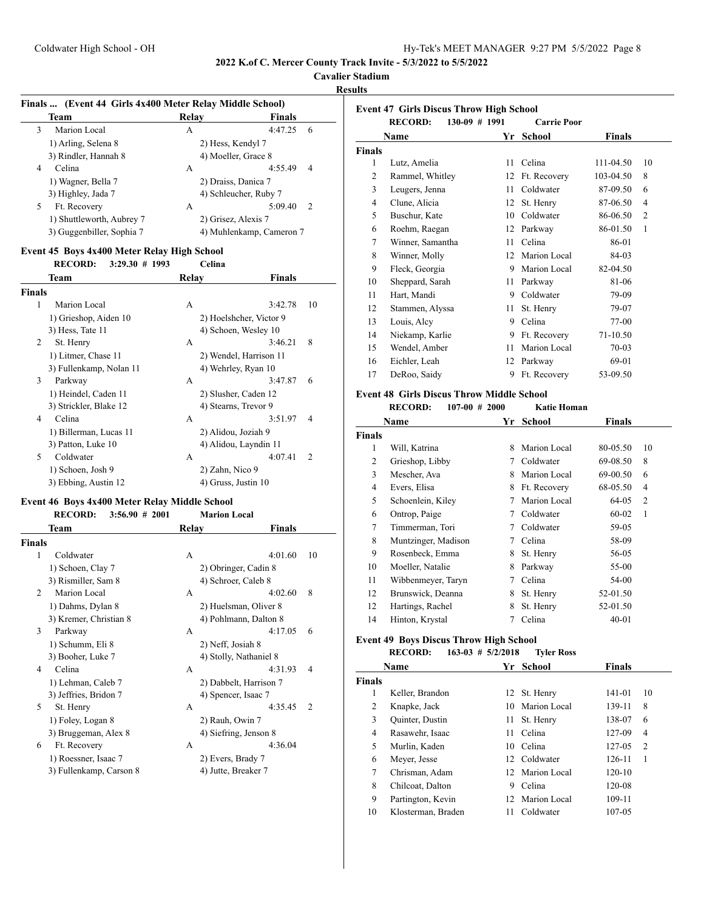**2022 K.of C. Mercer County Track Invite - 5/3/2022 to 5/5/2022**

**Cavalier Stadium**

**Results**

### Finals ... (Event 44 Girls 4x400 Meter Relay Middle School)

| | Team | Relay | Finals | |
|---|---|---|---|---|
| 3 | Marion Local | A | 4:47.25 | 6 |
| | 1) Arling, Selena 8 | 2) Hess, Kendyl 7 | | |
| | 3) Rindler, Hannah 8 | 4) Moeller, Grace 8 | | |
| 4 | Celina | A | 4:55.49 | 4 |
| | 1) Wagner, Bella 7 | 2) Draiss, Danica 7 | | |
| | 3) Highley, Jada 7 | 4) Schleucher, Ruby 7 | | |
| 5 | Ft. Recovery | A | 5:09.40 | 2 |
| | 1) Shuttleworth, Aubrey 7 | 2) Grisez, Alexis 7 | | |
| | 3) Guggenbiller, Sophia 7 | 4) Muhlenkamp, Cameron 7 | | |

### Event 45 Boys 4x400 Meter Relay High School

RECORD: 3:29.30 # 1993 Celina

| | Team | Relay | Finals | |
|---|---|---|---|---|
| **Finals** | | | | |
| 1 | Marion Local | A | 3:42.78 | 10 |
| | 1) Grieshop, Aiden 10 | 2) Hoelshcher, Victor 9 | | |
| | 3) Hess, Tate 11 | 4) Schoen, Wesley 10 | | |
| 2 | St. Henry | A | 3:46.21 | 8 |
| | 1) Litmer, Chase 11 | 2) Wendel, Harrison 11 | | |
| | 3) Fullenkamp, Nolan 11 | 4) Wehrley, Ryan 10 | | |
| 3 | Parkway | A | 3:47.87 | 6 |
| | 1) Heindel, Caden 11 | 2) Slusher, Caden 12 | | |
| | 3) Strickler, Blake 12 | 4) Stearns, Trevor 9 | | |
| 4 | Celina | A | 3:51.97 | 4 |
| | 1) Billerman, Lucas 11 | 2) Alidou, Joziah 9 | | |
| | 3) Patton, Luke 10 | 4) Alidou, Layndin 11 | | |
| 5 | Coldwater | A | 4:07.41 | 2 |
| | 1) Schoen, Josh 9 | 2) Zahn, Nico 9 | | |
| | 3) Ebbing, Austin 12 | 4) Gruss, Justin 10 | | |

### Event 46 Boys 4x400 Meter Relay Middle School

RECORD: 3:56.90 # 2001 Marion Local

| | Team | Relay | Finals | |
|---|---|---|---|---|
| **Finals** | | | | |
| 1 | Coldwater | A | 4:01.60 | 10 |
| | 1) Schoen, Clay 7 | 2) Obringer, Cadin 8 | | |
| | 3) Rismiller, Sam 8 | 4) Schroer, Caleb 8 | | |
| 2 | Marion Local | A | 4:02.60 | 8 |
| | 1) Dahms, Dylan 8 | 2) Huelsman, Oliver 8 | | |
| | 3) Kremer, Christian 8 | 4) Pohlmann, Dalton 8 | | |
| 3 | Parkway | A | 4:17.05 | 6 |
| | 1) Schumm, Eli 8 | 2) Neff, Josiah 8 | | |
| | 3) Booher, Luke 7 | 4) Stolly, Nathaniel 8 | | |
| 4 | Celina | A | 4:31.93 | 4 |
| | 1) Lehman, Caleb 7 | 2) Dabbelt, Harrison 7 | | |
| | 3) Jeffries, Bridon 7 | 4) Spencer, Isaac 7 | | |
| 5 | St. Henry | A | 4:35.45 | 2 |
| | 1) Foley, Logan 8 | 2) Rauh, Owin 7 | | |
| | 3) Bruggeman, Alex 8 | 4) Siefring, Jenson 8 | | |
| 6 | Ft. Recovery | A | 4:36.04 | |
| | 1) Roessner, Isaac 7 | 2) Evers, Brady 7 | | |
| | 3) Fullenkamp, Carson 8 | 4) Jutte, Breaker 7 | | |

### Event 47 Girls Discus Throw High School

RECORD: 130-09 # 1991 Carrie Poor

| | Name | Yr | School | Finals | |
|---|---|---|---|---|---|
| **Finals** | | | | | |
| 1 | Lutz, Amelia | 11 | Celina | 111-04.50 | 10 |
| 2 | Rammel, Whitley | 12 | Ft. Recovery | 103-04.50 | 8 |
| 3 | Leugers, Jenna | 11 | Coldwater | 87-09.50 | 6 |
| 4 | Clune, Alicia | 12 | St. Henry | 87-06.50 | 4 |
| 5 | Buschur, Kate | 10 | Coldwater | 86-06.50 | 2 |
| 6 | Roehm, Raegan | 12 | Parkway | 86-01.50 | 1 |
| 7 | Winner, Samantha | 11 | Celina | 86-01 | |
| 8 | Winner, Molly | 12 | Marion Local | 84-03 | |
| 9 | Fleck, Georgia | 9 | Marion Local | 82-04.50 | |
| 10 | Sheppard, Sarah | 11 | Parkway | 81-06 | |
| 11 | Hart, Mandi | 9 | Coldwater | 79-09 | |
| 12 | Stammen, Alyssa | 11 | St. Henry | 79-07 | |
| 13 | Louis, Alcy | 9 | Celina | 77-00 | |
| 14 | Niekamp, Karlie | 9 | Ft. Recovery | 71-10.50 | |
| 15 | Wendel, Amber | 11 | Marion Local | 70-03 | |
| 16 | Eichler, Leah | 12 | Parkway | 69-01 | |
| 17 | DeRoo, Saidy | 9 | Ft. Recovery | 53-09.50 | |

### Event 48 Girls Discus Throw Middle School

RECORD: 107-00 # 2000 Katie Homan

| | Name | Yr | School | Finals | |
|---|---|---|---|---|---|
| **Finals** | | | | | |
| 1 | Will, Katrina | 8 | Marion Local | 80-05.50 | 10 |
| 2 | Grieshop, Libby | 7 | Coldwater | 69-08.50 | 8 |
| 3 | Mescher, Ava | 8 | Marion Local | 69-00.50 | 6 |
| 4 | Evers, Elisa | 8 | Ft. Recovery | 68-05.50 | 4 |
| 5 | Schoenlein, Kiley | 7 | Marion Local | 64-05 | 2 |
| 6 | Ontrop, Paige | 7 | Coldwater | 60-02 | 1 |
| 7 | Timmerman, Tori | 7 | Coldwater | 59-05 | |
| 8 | Muntzinger, Madison | 7 | Celina | 58-09 | |
| 9 | Rosenbeck, Emma | 8 | St. Henry | 56-05 | |
| 10 | Moeller, Natalie | 8 | Parkway | 55-00 | |
| 11 | Wibbenmeyer, Taryn | 7 | Celina | 54-00 | |
| 12 | Brunswick, Deanna | 8 | St. Henry | 52-01.50 | |
| 12 | Hartings, Rachel | 8 | St. Henry | 52-01.50 | |
| 14 | Hinton, Krystal | 7 | Celina | 40-01 | |

### Event 49 Boys Discus Throw High School

RECORD: 163-03 # 5/2/2018 Tyler Ross

| | Name | Yr | School | Finals | |
|---|---|---|---|---|---|
| **Finals** | | | | | |
| 1 | Keller, Brandon | 12 | St. Henry | 141-01 | 10 |
| 2 | Knapke, Jack | 10 | Marion Local | 139-11 | 8 |
| 3 | Quinter, Dustin | 11 | St. Henry | 138-07 | 6 |
| 4 | Rasawehr, Isaac | 11 | Celina | 127-09 | 4 |
| 5 | Murlin, Kaden | 10 | Celina | 127-05 | 2 |
| 6 | Meyer, Jesse | 12 | Coldwater | 126-11 | 1 |
| 7 | Chrisman, Adam | 12 | Marion Local | 120-10 | |
| 8 | Chilcoat, Dalton | 9 | Celina | 120-08 | |
| 9 | Partington, Kevin | 12 | Marion Local | 109-11 | |
| 10 | Klosterman, Braden | 11 | Coldwater | 107-05 | |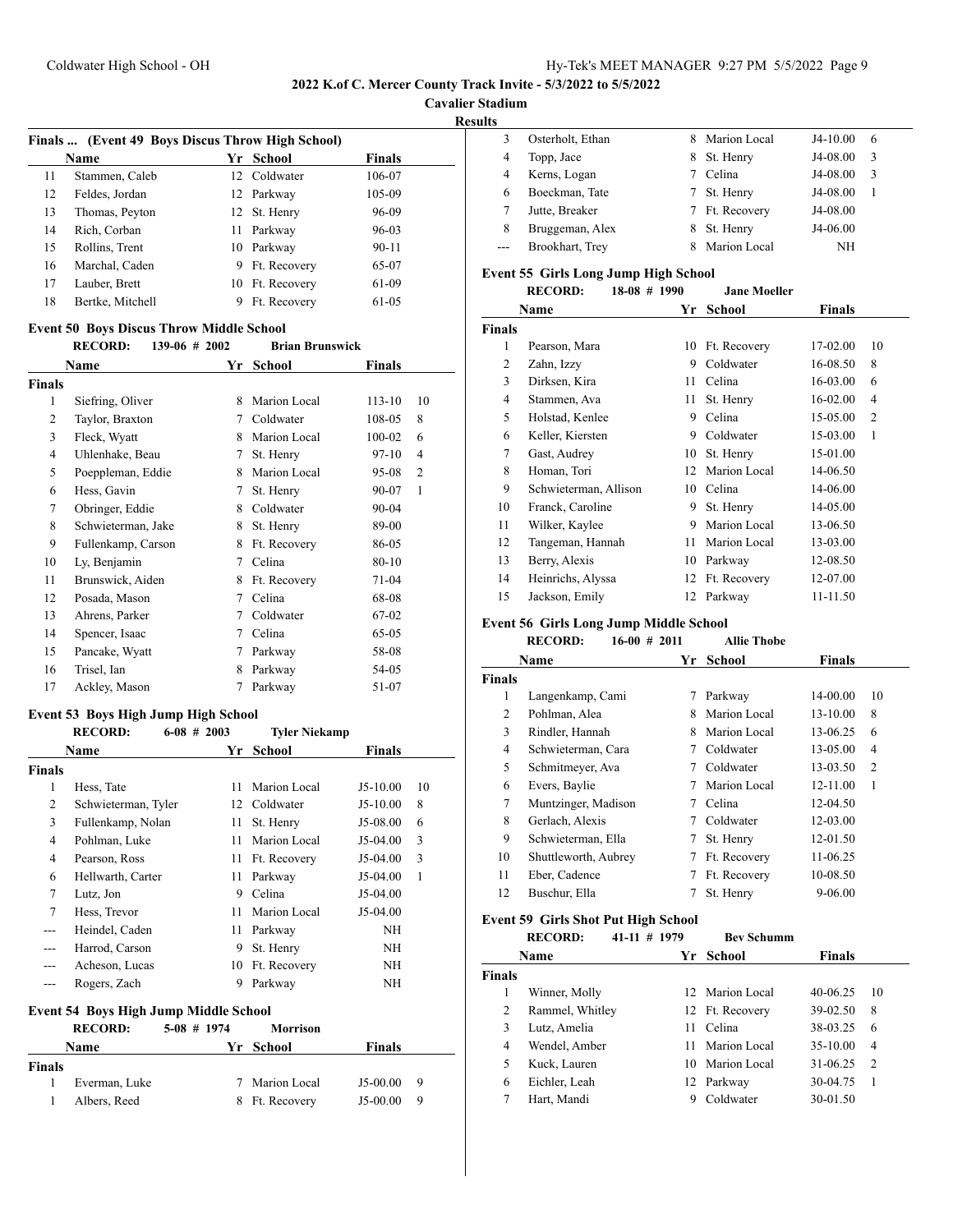## 2022 K.of C. Mercer County Track Invite - 5/3/2022 to 5/5/2022

**Cavalier Stadium**

**Results**

### Finals ... (Event 49 Boys Discus Throw High School)

| | Name | Yr | School | Finals | |
|---|---|---|---|---|---|
| 11 | Stammen, Caleb | 12 | Coldwater | 106-07 | |
| 12 | Feldes, Jordan | 12 | Parkway | 105-09 | |
| 13 | Thomas, Peyton | 12 | St. Henry | 96-09 | |
| 14 | Rich, Corban | 11 | Parkway | 96-03 | |
| 15 | Rollins, Trent | 10 | Parkway | 90-11 | |
| 16 | Marchal, Caden | 9 | Ft. Recovery | 65-07 | |
| 17 | Lauber, Brett | 10 | Ft. Recovery | 61-09 | |
| 18 | Bertke, Mitchell | 9 | Ft. Recovery | 61-05 | |

### Event 50 Boys Discus Throw Middle School

RECORD: 139-06 # 2002 Brian Brunswick

| | Name | Yr | School | Finals | |
|---|---|---|---|---|---|
| **Finals** | | | | | |
| 1 | Siefring, Oliver | 8 | Marion Local | 113-10 | 10 |
| 2 | Taylor, Braxton | 7 | Coldwater | 108-05 | 8 |
| 3 | Fleck, Wyatt | 8 | Marion Local | 100-02 | 6 |
| 4 | Uhlenhake, Beau | 7 | St. Henry | 97-10 | 4 |
| 5 | Poeppleman, Eddie | 8 | Marion Local | 95-08 | 2 |
| 6 | Hess, Gavin | 7 | St. Henry | 90-07 | 1 |
| 7 | Obringer, Eddie | 8 | Coldwater | 90-04 | |
| 8 | Schwieterman, Jake | 8 | St. Henry | 89-00 | |
| 9 | Fullenkamp, Carson | 8 | Ft. Recovery | 86-05 | |
| 10 | Ly, Benjamin | 7 | Celina | 80-10 | |
| 11 | Brunswick, Aiden | 8 | Ft. Recovery | 71-04 | |
| 12 | Posada, Mason | 7 | Celina | 68-08 | |
| 13 | Ahrens, Parker | 7 | Coldwater | 67-02 | |
| 14 | Spencer, Isaac | 7 | Celina | 65-05 | |
| 15 | Pancake, Wyatt | 7 | Parkway | 58-08 | |
| 16 | Trisel, Ian | 8 | Parkway | 54-05 | |
| 17 | Ackley, Mason | 7 | Parkway | 51-07 | |

### Event 53 Boys High Jump High School

RECORD: 6-08 # 2003 Tyler Niekamp

| | Name | Yr | School | Finals | |
|---|---|---|---|---|---|
| **Finals** | | | | | |
| 1 | Hess, Tate | 11 | Marion Local | J5-10.00 | 10 |
| 2 | Schwieterman, Tyler | 12 | Coldwater | J5-10.00 | 8 |
| 3 | Fullenkamp, Nolan | 11 | St. Henry | J5-08.00 | 6 |
| 4 | Pohlman, Luke | 11 | Marion Local | J5-04.00 | 3 |
| 4 | Pearson, Ross | 11 | Ft. Recovery | J5-04.00 | 3 |
| 6 | Hellwarth, Carter | 11 | Parkway | J5-04.00 | 1 |
| 7 | Lutz, Jon | 9 | Celina | J5-04.00 | |
| 7 | Hess, Trevor | 11 | Marion Local | J5-04.00 | |
| --- | Heindel, Caden | 11 | Parkway | NH | |
| --- | Harrod, Carson | 9 | St. Henry | NH | |
| --- | Acheson, Lucas | 10 | Ft. Recovery | NH | |
| --- | Rogers, Zach | 9 | Parkway | NH | |

### Event 54 Boys High Jump Middle School

RECORD: 5-08 # 1974 Morrison

| | Name | Yr | School | Finals | |
|---|---|---|---|---|---|
| **Finals** | | | | | |
| 1 | Everman, Luke | 7 | Marion Local | J5-00.00 | 9 |
| 1 | Albers, Reed | 8 | Ft. Recovery | J5-00.00 | 9 |
| 3 | Osterholt, Ethan | 8 | Marion Local | J4-10.00 | 6 |
| 4 | Topp, Jace | 8 | St. Henry | J4-08.00 | 3 |
| 4 | Kerns, Logan | 7 | Celina | J4-08.00 | 3 |
| 6 | Boeckman, Tate | 7 | St. Henry | J4-08.00 | 1 |
| 7 | Jutte, Breaker | 7 | Ft. Recovery | J4-08.00 | |
| 8 | Bruggeman, Alex | 8 | St. Henry | J4-06.00 | |
| --- | Brookhart, Trey | 8 | Marion Local | NH | |

### Event 55 Girls Long Jump High School

RECORD: 18-08 # 1990 Jane Moeller

| | Name | Yr | School | Finals | |
|---|---|---|---|---|---|
| **Finals** | | | | | |
| 1 | Pearson, Mara | 10 | Ft. Recovery | 17-02.00 | 10 |
| 2 | Zahn, Izzy | 9 | Coldwater | 16-08.50 | 8 |
| 3 | Dirksen, Kira | 11 | Celina | 16-03.00 | 6 |
| 4 | Stammen, Ava | 11 | St. Henry | 16-02.00 | 4 |
| 5 | Holstad, Kenlee | 9 | Celina | 15-05.00 | 2 |
| 6 | Keller, Kiersten | 9 | Coldwater | 15-03.00 | 1 |
| 7 | Gast, Audrey | 10 | St. Henry | 15-01.00 | |
| 8 | Homan, Tori | 12 | Marion Local | 14-06.50 | |
| 9 | Schwieterman, Allison | 10 | Celina | 14-06.00 | |
| 10 | Franck, Caroline | 9 | St. Henry | 14-05.00 | |
| 11 | Wilker, Kaylee | 9 | Marion Local | 13-06.50 | |
| 12 | Tangeman, Hannah | 11 | Marion Local | 13-03.00 | |
| 13 | Berry, Alexis | 10 | Parkway | 12-08.50 | |
| 14 | Heinrichs, Alyssa | 12 | Ft. Recovery | 12-07.00 | |
| 15 | Jackson, Emily | 12 | Parkway | 11-11.50 | |

### Event 56 Girls Long Jump Middle School

RECORD: 16-00 # 2011 Allie Thobe

| | Name | Yr | School | Finals | |
|---|---|---|---|---|---|
| **Finals** | | | | | |
| 1 | Langenkamp, Cami | 7 | Parkway | 14-00.00 | 10 |
| 2 | Pohlman, Alea | 8 | Marion Local | 13-10.00 | 8 |
| 3 | Rindler, Hannah | 8 | Marion Local | 13-06.25 | 6 |
| 4 | Schwieterman, Cara | 7 | Coldwater | 13-05.00 | 4 |
| 5 | Schmitmeyer, Ava | 7 | Coldwater | 13-03.50 | 2 |
| 6 | Evers, Baylie | 7 | Marion Local | 12-11.00 | 1 |
| 7 | Muntzinger, Madison | 7 | Celina | 12-04.50 | |
| 8 | Gerlach, Alexis | 7 | Coldwater | 12-03.00 | |
| 9 | Schwieterman, Ella | 7 | St. Henry | 12-01.50 | |
| 10 | Shuttleworth, Aubrey | 7 | Ft. Recovery | 11-06.25 | |
| 11 | Eber, Cadence | 7 | Ft. Recovery | 10-08.50 | |
| 12 | Buschur, Ella | 7 | St. Henry | 9-06.00 | |

### Event 59 Girls Shot Put High School

RECORD: 41-11 # 1979 Bev Schumm

| | Name | Yr | School | Finals | |
|---|---|---|---|---|---|
| **Finals** | | | | | |
| 1 | Winner, Molly | 12 | Marion Local | 40-06.25 | 10 |
| 2 | Rammel, Whitley | 12 | Ft. Recovery | 39-02.50 | 8 |
| 3 | Lutz, Amelia | 11 | Celina | 38-03.25 | 6 |
| 4 | Wendel, Amber | 11 | Marion Local | 35-10.00 | 4 |
| 5 | Kuck, Lauren | 10 | Marion Local | 31-06.25 | 2 |
| 6 | Eichler, Leah | 12 | Parkway | 30-04.75 | 1 |
| 7 | Hart, Mandi | 9 | Coldwater | 30-01.50 | |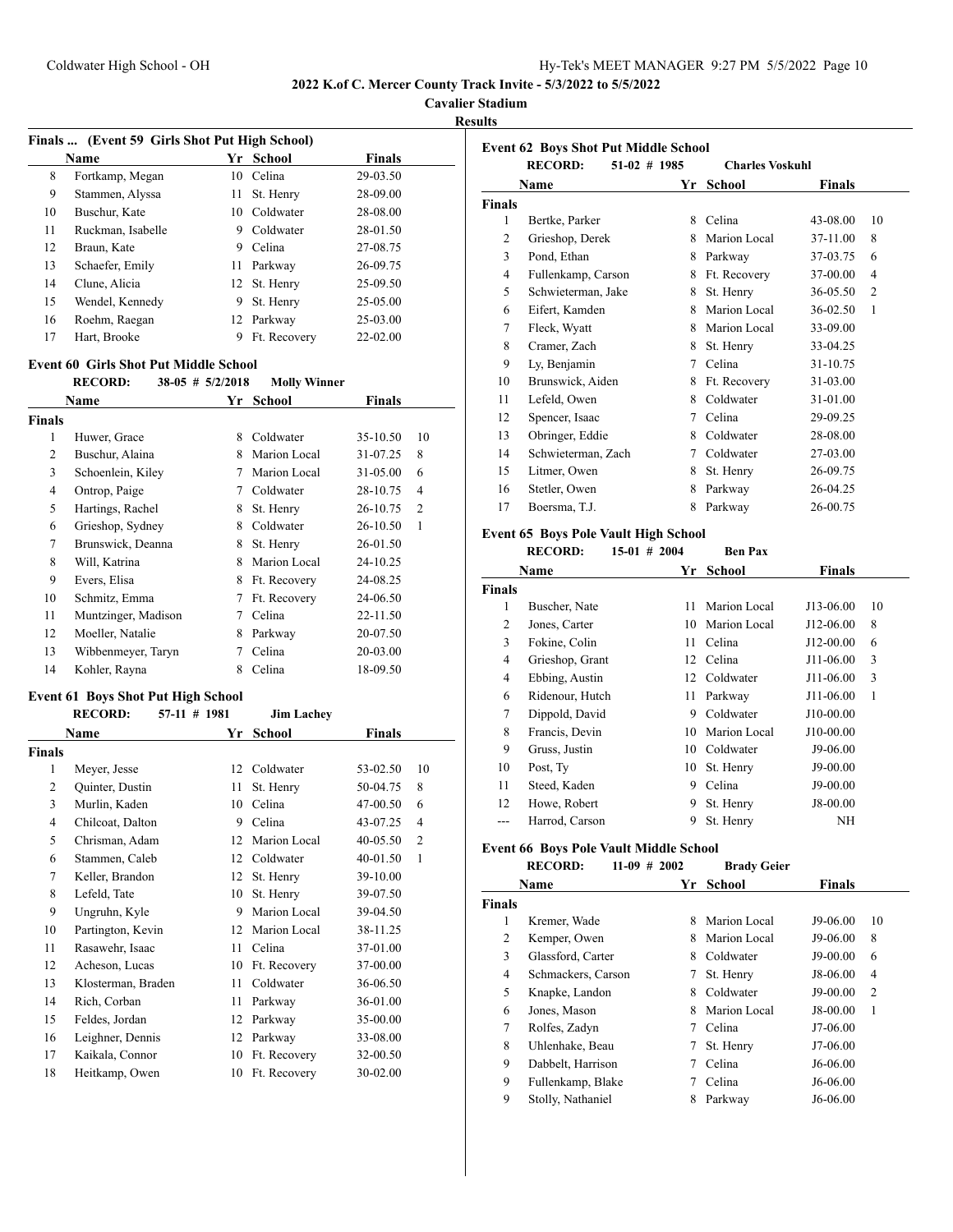**2022 K.of C. Mercer County Track Invite - 5/3/2022 to 5/5/2022**

**Cavalier Stadium**

**Results**

### Finals ... (Event 59 Girls Shot Put High School)

| | Name | Yr | School | Finals |
|---|---|---|---|---|
| 8 | Fortkamp, Megan | 10 | Celina | 29-03.50 |
| 9 | Stammen, Alyssa | 11 | St. Henry | 28-09.00 |
| 10 | Buschur, Kate | 10 | Coldwater | 28-08.00 |
| 11 | Ruckman, Isabelle | 9 | Coldwater | 28-01.50 |
| 12 | Braun, Kate | 9 | Celina | 27-08.75 |
| 13 | Schaefer, Emily | 11 | Parkway | 26-09.75 |
| 14 | Clune, Alicia | 12 | St. Henry | 25-09.50 |
| 15 | Wendel, Kennedy | 9 | St. Henry | 25-05.00 |
| 16 | Roehm, Raegan | 12 | Parkway | 25-03.00 |
| 17 | Hart, Brooke | 9 | Ft. Recovery | 22-02.00 |

### Event 60 Girls Shot Put Middle School

RECORD: 38-05 # 5/2/2018 Molly Winner

| | Name | Yr | School | Finals | |
|---|---|---|---|---|---|
| **Finals** | | | | | |
| 1 | Huwer, Grace | 8 | Coldwater | 35-10.50 | 10 |
| 2 | Buschur, Alaina | 8 | Marion Local | 31-07.25 | 8 |
| 3 | Schoenlein, Kiley | 7 | Marion Local | 31-05.00 | 6 |
| 4 | Ontrop, Paige | 7 | Coldwater | 28-10.75 | 4 |
| 5 | Hartings, Rachel | 8 | St. Henry | 26-10.75 | 2 |
| 6 | Grieshop, Sydney | 8 | Coldwater | 26-10.50 | 1 |
| 7 | Brunswick, Deanna | 8 | St. Henry | 26-01.50 | |
| 8 | Will, Katrina | 8 | Marion Local | 24-10.25 | |
| 9 | Evers, Elisa | 8 | Ft. Recovery | 24-08.25 | |
| 10 | Schmitz, Emma | 7 | Ft. Recovery | 24-06.50 | |
| 11 | Muntzinger, Madison | 7 | Celina | 22-11.50 | |
| 12 | Moeller, Natalie | 8 | Parkway | 20-07.50 | |
| 13 | Wibbenmeyer, Taryn | 7 | Celina | 20-03.00 | |
| 14 | Kohler, Rayna | 8 | Celina | 18-09.50 | |

### Event 61 Boys Shot Put High School

RECORD: 57-11 # 1981 Jim Lachey

| | Name | Yr | School | Finals | |
|---|---|---|---|---|---|
| **Finals** | | | | | |
| 1 | Meyer, Jesse | 12 | Coldwater | 53-02.50 | 10 |
| 2 | Quinter, Dustin | 11 | St. Henry | 50-04.75 | 8 |
| 3 | Murlin, Kaden | 10 | Celina | 47-00.50 | 6 |
| 4 | Chilcoat, Dalton | 9 | Celina | 43-07.25 | 4 |
| 5 | Chrisman, Adam | 12 | Marion Local | 40-05.50 | 2 |
| 6 | Stammen, Caleb | 12 | Coldwater | 40-01.50 | 1 |
| 7 | Keller, Brandon | 12 | St. Henry | 39-10.00 | |
| 8 | Lefeld, Tate | 10 | St. Henry | 39-07.50 | |
| 9 | Ungruhn, Kyle | 9 | Marion Local | 39-04.50 | |
| 10 | Partington, Kevin | 12 | Marion Local | 38-11.25 | |
| 11 | Rasawehr, Isaac | 11 | Celina | 37-01.00 | |
| 12 | Acheson, Lucas | 10 | Ft. Recovery | 37-00.00 | |
| 13 | Klosterman, Braden | 11 | Coldwater | 36-06.50 | |
| 14 | Rich, Corban | 11 | Parkway | 36-01.00 | |
| 15 | Feldes, Jordan | 12 | Parkway | 35-00.00 | |
| 16 | Leighner, Dennis | 12 | Parkway | 33-08.00 | |
| 17 | Kaikala, Connor | 10 | Ft. Recovery | 32-00.50 | |
| 18 | Heitkamp, Owen | 10 | Ft. Recovery | 30-02.00 | |

### Event 62 Boys Shot Put Middle School

RECORD: 51-02 # 1985 Charles Voskuhl

| | Name | Yr | School | Finals | |
|---|---|---|---|---|---|
| **Finals** | | | | | |
| 1 | Bertke, Parker | 8 | Celina | 43-08.00 | 10 |
| 2 | Grieshop, Derek | 8 | Marion Local | 37-11.00 | 8 |
| 3 | Pond, Ethan | 8 | Parkway | 37-03.75 | 6 |
| 4 | Fullenkamp, Carson | 8 | Ft. Recovery | 37-00.00 | 4 |
| 5 | Schwieterman, Jake | 8 | St. Henry | 36-05.50 | 2 |
| 6 | Eifert, Kamden | 8 | Marion Local | 36-02.50 | 1 |
| 7 | Fleck, Wyatt | 8 | Marion Local | 33-09.00 | |
| 8 | Cramer, Zach | 8 | St. Henry | 33-04.25 | |
| 9 | Ly, Benjamin | 7 | Celina | 31-10.75 | |
| 10 | Brunswick, Aiden | 8 | Ft. Recovery | 31-03.00 | |
| 11 | Lefeld, Owen | 8 | Coldwater | 31-01.00 | |
| 12 | Spencer, Isaac | 7 | Celina | 29-09.25 | |
| 13 | Obringer, Eddie | 8 | Coldwater | 28-08.00 | |
| 14 | Schwieterman, Zach | 7 | Coldwater | 27-03.00 | |
| 15 | Litmer, Owen | 8 | St. Henry | 26-09.75 | |
| 16 | Stetler, Owen | 8 | Parkway | 26-04.25 | |
| 17 | Boersma, T.J. | 8 | Parkway | 26-00.75 | |

### Event 65 Boys Pole Vault High School

RECORD: 15-01 # 2004 Ben Pax

| | Name | Yr | School | Finals | |
|---|---|---|---|---|---|
| **Finals** | | | | | |
| 1 | Buscher, Nate | 11 | Marion Local | J13-06.00 | 10 |
| 2 | Jones, Carter | 10 | Marion Local | J12-06.00 | 8 |
| 3 | Fokine, Colin | 11 | Celina | J12-00.00 | 6 |
| 4 | Grieshop, Grant | 12 | Celina | J11-06.00 | 3 |
| 4 | Ebbing, Austin | 12 | Coldwater | J11-06.00 | 3 |
| 6 | Ridenour, Hutch | 11 | Parkway | J11-06.00 | 1 |
| 7 | Dippold, David | 9 | Coldwater | J10-00.00 | |
| 8 | Francis, Devin | 10 | Marion Local | J10-00.00 | |
| 9 | Gruss, Justin | 10 | Coldwater | J9-06.00 | |
| 10 | Post, Ty | 10 | St. Henry | J9-00.00 | |
| 11 | Steed, Kaden | 9 | Celina | J9-00.00 | |
| 12 | Howe, Robert | 9 | St. Henry | J8-00.00 | |
| --- | Harrod, Carson | 9 | St. Henry | NH | |

### Event 66 Boys Pole Vault Middle School

RECORD: 11-09 # 2002 Brady Geier

| | Name | Yr | School | Finals | |
|---|---|---|---|---|---|
| **Finals** | | | | | |
| 1 | Kremer, Wade | 8 | Marion Local | J9-06.00 | 10 |
| 2 | Kemper, Owen | 8 | Marion Local | J9-06.00 | 8 |
| 3 | Glassford, Carter | 8 | Coldwater | J9-00.00 | 6 |
| 4 | Schmackers, Carson | 7 | St. Henry | J8-06.00 | 4 |
| 5 | Knapke, Landon | 8 | Coldwater | J9-00.00 | 2 |
| 6 | Jones, Mason | 8 | Marion Local | J8-00.00 | 1 |
| 7 | Rolfes, Zadyn | 7 | Celina | J7-06.00 | |
| 8 | Uhlenhake, Beau | 7 | St. Henry | J7-06.00 | |
| 9 | Dabbelt, Harrison | 7 | Celina | J6-06.00 | |
| 9 | Fullenkamp, Blake | 7 | Celina | J6-06.00 | |
| 9 | Stolly, Nathaniel | 8 | Parkway | J6-06.00 | |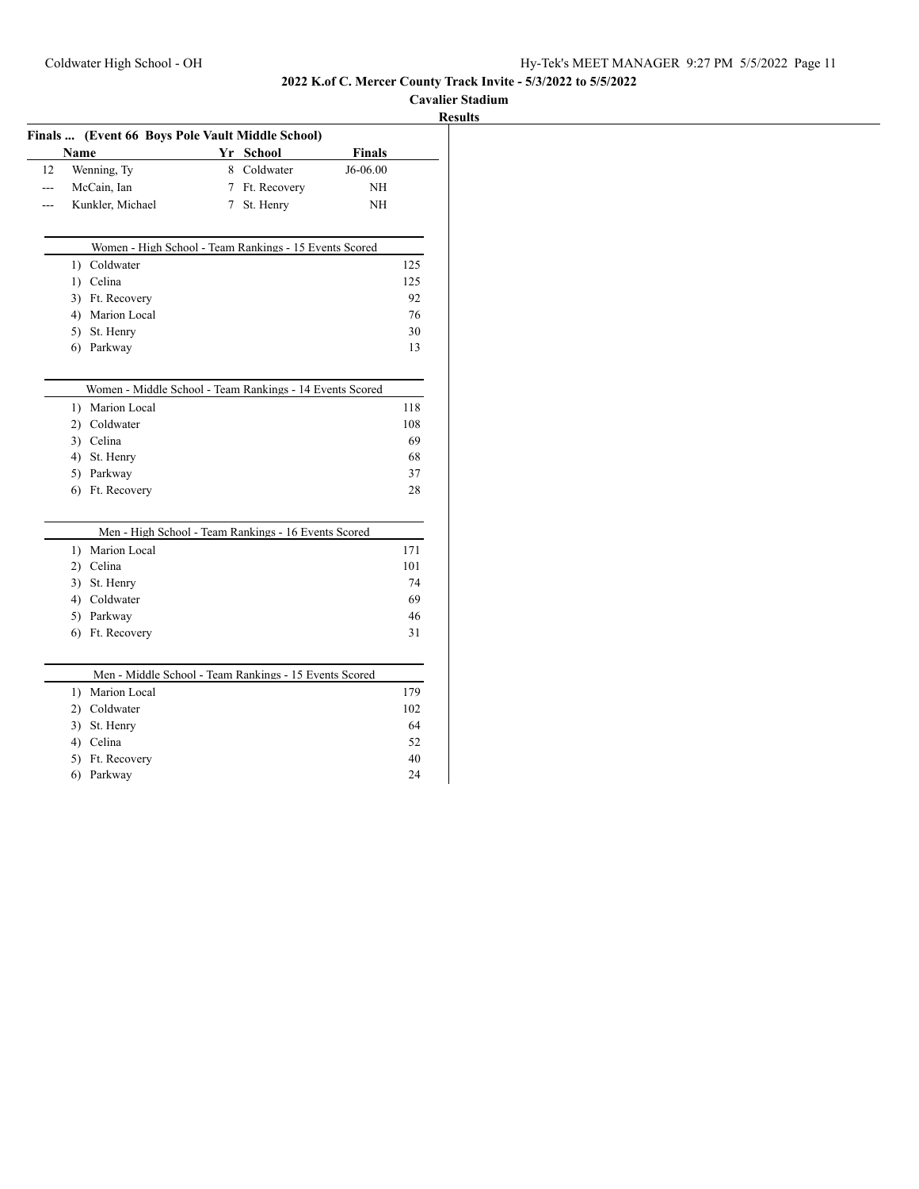## Finals ... (Event 66 Boys Pole Vault Middle School)

| | Name | Yr | School | Finals |
|---|---|---|---|---|
| 12 | Wenning, Ty | 8 | Coldwater | J6-06.00 |
| --- | McCain, Ian | 7 | Ft. Recovery | NH |
| --- | Kunkler, Michael | 7 | St. Henry | NH |

### Women - High School - Team Rankings - 15 Events Scored

| | | |
|---|---|---|
| 1) | Coldwater | 125 |
| 1) | Celina | 125 |
| 3) | Ft. Recovery | 92 |
| 4) | Marion Local | 76 |
| 5) | St. Henry | 30 |
| 6) | Parkway | 13 |

### Women - Middle School - Team Rankings - 14 Events Scored

| | | |
|---|---|---|
| 1) | Marion Local | 118 |
| 2) | Coldwater | 108 |
| 3) | Celina | 69 |
| 4) | St. Henry | 68 |
| 5) | Parkway | 37 |
| 6) | Ft. Recovery | 28 |

### Men - High School - Team Rankings - 16 Events Scored

| | | |
|---|---|---|
| 1) | Marion Local | 171 |
| 2) | Celina | 101 |
| 3) | St. Henry | 74 |
| 4) | Coldwater | 69 |
| 5) | Parkway | 46 |
| 6) | Ft. Recovery | 31 |

### Men - Middle School - Team Rankings - 15 Events Scored

| | | |
|---|---|---|
| 1) | Marion Local | 179 |
| 2) | Coldwater | 102 |
| 3) | St. Henry | 64 |
| 4) | Celina | 52 |
| 5) | Ft. Recovery | 40 |
| 6) | Parkway | 24 |